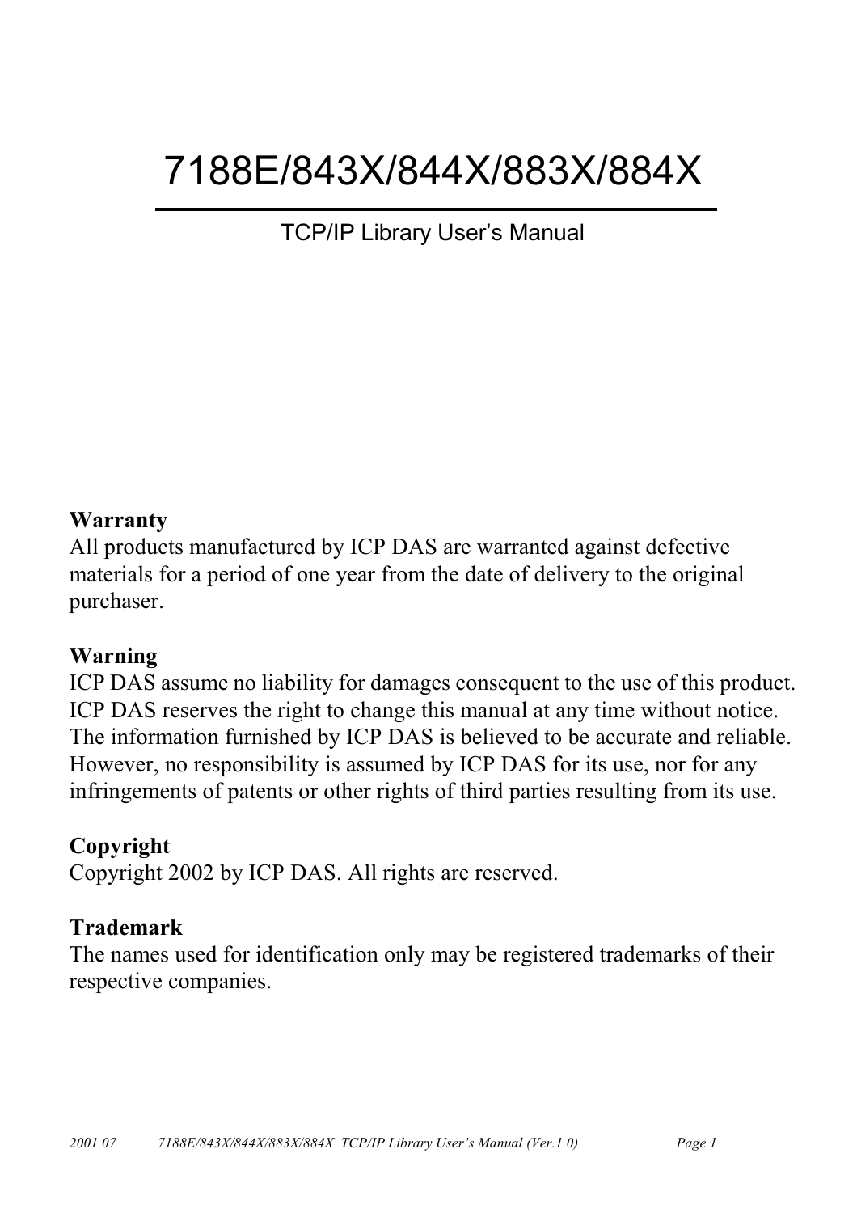# 7188E/843X/844X/883X/884X

## TCP/IP Library User's Manual

**Warranty**
All products manufactured by ICP DAS are warranted against defective materials for a period of one year from the date of delivery to the original purchaser.

**Warning**
ICP DAS assume no liability for damages consequent to the use of this product. ICP DAS reserves the right to change this manual at any time without notice. The information furnished by ICP DAS is believed to be accurate and reliable. However, no responsibility is assumed by ICP DAS for its use, nor for any infringements of patents or other rights of third parties resulting from its use.

**Copyright**
Copyright 2002 by ICP DAS. All rights are reserved.

**Trademark**
The names used for identification only may be registered trademarks of their respective companies.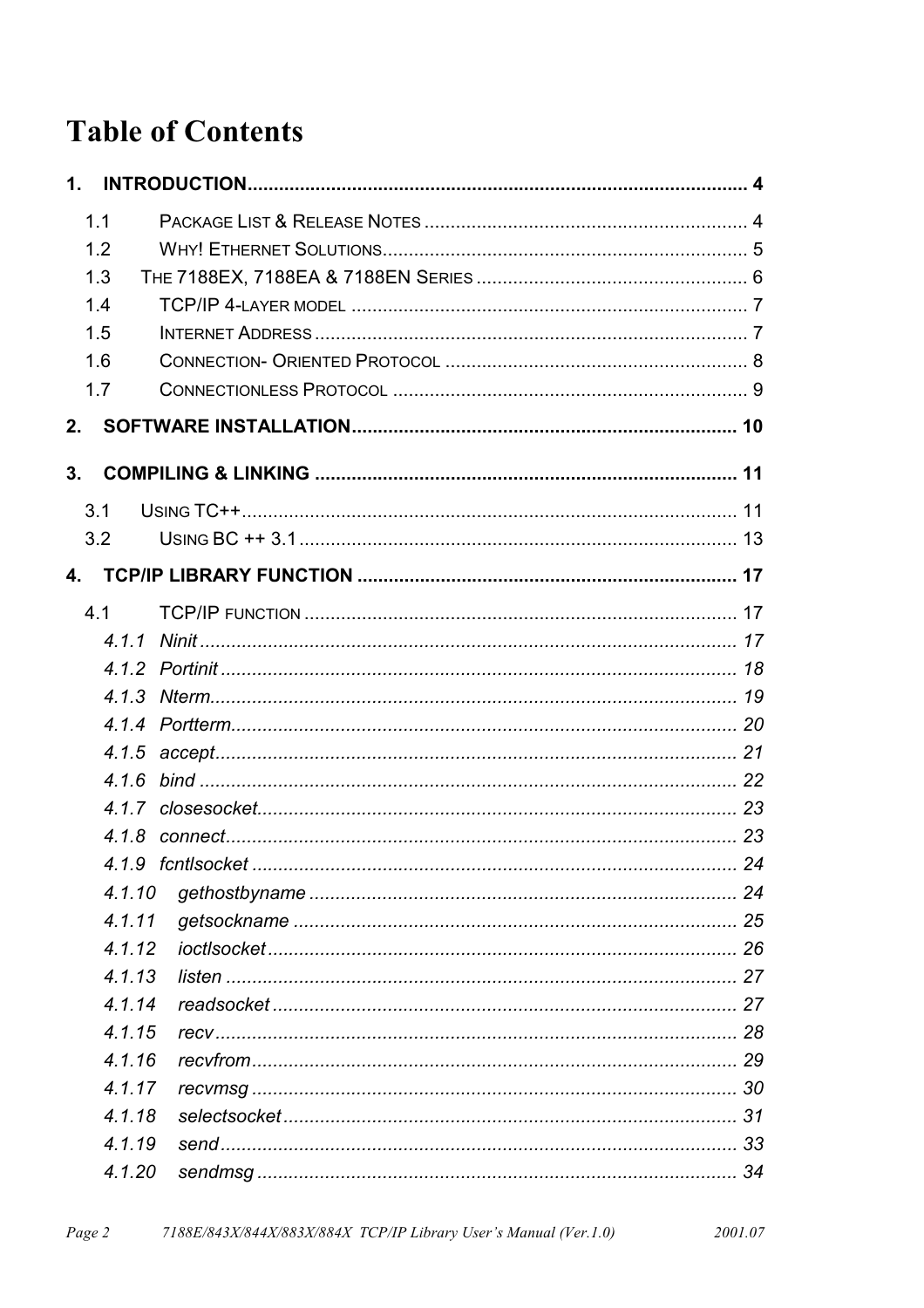# Table of Contents

**1. INTRODUCTION ........................................................................ 4**

- 1.1 Package List & Release Notes ........................................................ 4
- 1.2 Why! Ethernet Solutions ................................................................ 5
- 1.3 The 7188EX, 7188EA & 7188EN Series .......................................... 6
- 1.4 TCP/IP 4-layer model ..................................................................... 7
- 1.5 Internet Address ............................................................................ 7
- 1.6 Connection- Oriented Protocol ....................................................... 8
- 1.7 Connectionless Protocol ................................................................. 9

**2. SOFTWARE INSTALLATION ........................................................ 10**

**3. COMPILING & LINKING ............................................................... 11**

- 3.1 Using TC++ ..................................................................................... 11
- 3.2 Using BC ++ 3.1 .............................................................................. 13

**4. TCP/IP LIBRARY FUNCTION ....................................................... 17**

- 4.1 TCP/IP function ............................................................................. 17
  - *4.1.1 Ninit ............................................................................................ 17*
  - *4.1.2 Portinit ....................................................................................... 18*
  - *4.1.3 Nterm ......................................................................................... 19*
  - *4.1.4 Portterm ..................................................................................... 20*
  - *4.1.5 accept ........................................................................................ 21*
  - *4.1.6 bind ............................................................................................ 22*
  - *4.1.7 closesocket ................................................................................ 23*
  - *4.1.8 connect ...................................................................................... 23*
  - *4.1.9 fcntlsocket ................................................................................. 24*
  - *4.1.10 gethostbyname ......................................................................... 24*
  - *4.1.11 getsockname ............................................................................ 25*
  - *4.1.12 ioctlsocket ................................................................................ 26*
  - *4.1.13 listen ........................................................................................ 27*
  - *4.1.14 readsocket ............................................................................... 27*
  - *4.1.15 recv .......................................................................................... 28*
  - *4.1.16 recvfrom ................................................................................... 29*
  - *4.1.17 recvmsg ................................................................................... 30*
  - *4.1.18 selectsocket ............................................................................. 31*
  - *4.1.19 send ......................................................................................... 33*
  - *4.1.20 sendmsg ................................................................................... 34*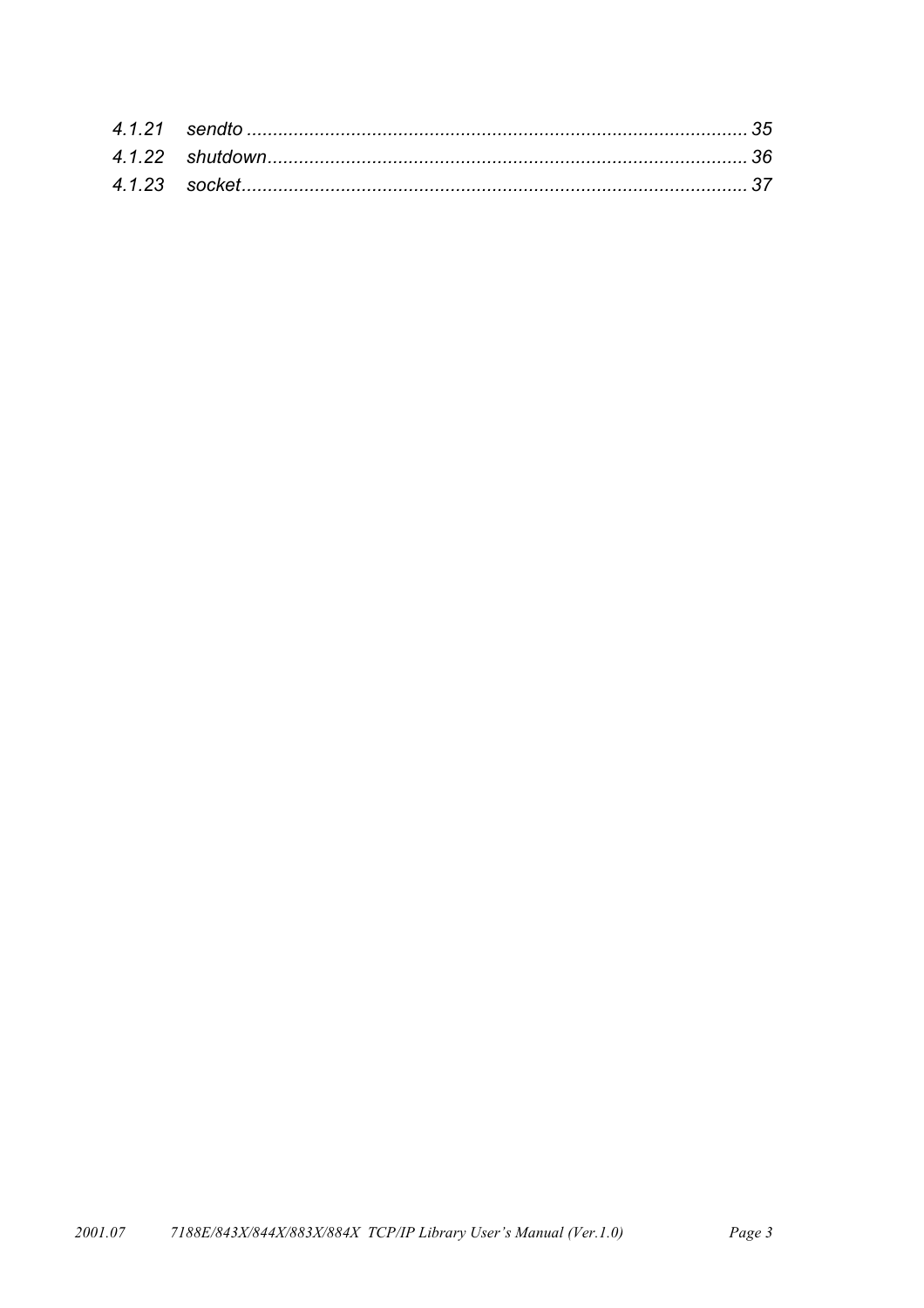*4.1.21 sendto ............................................................................................ 35*

*4.1.22 shutdown......................................................................................... 36*

*4.1.23 socket.............................................................................................. 37*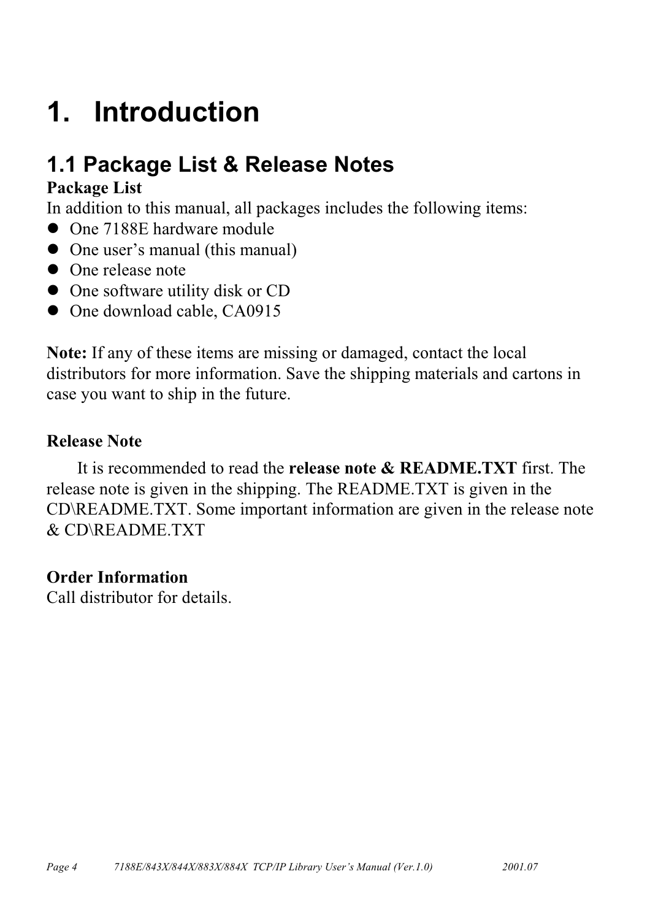# 1. Introduction

## 1.1 Package List & Release Notes

**Package List**

In addition to this manual, all packages includes the following items:

- One 7188E hardware module
- One user's manual (this manual)
- One release note
- One software utility disk or CD
- One download cable, CA0915

**Note:** If any of these items are missing or damaged, contact the local distributors for more information. Save the shipping materials and cartons in case you want to ship in the future.

**Release Note**

It is recommended to read the **release note & README.TXT** first. The release note is given in the shipping. The README.TXT is given in the CD\README.TXT. Some important information are given in the release note & CD\README.TXT

**Order Information**

Call distributor for details.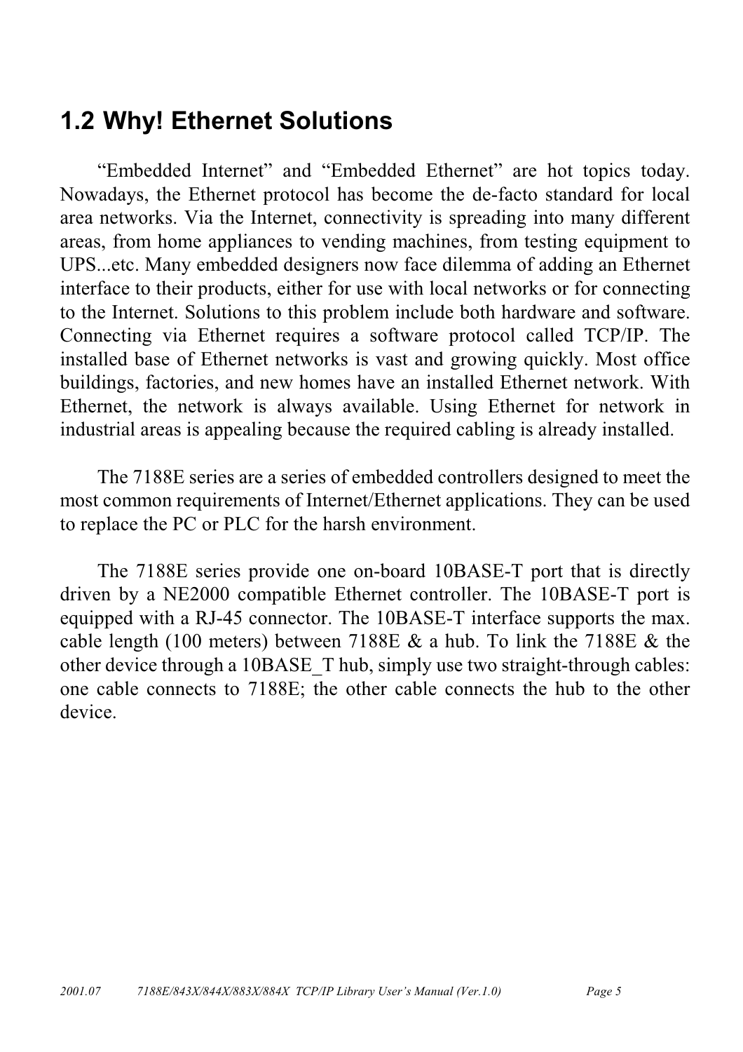## 1.2 Why! Ethernet Solutions

"Embedded Internet" and "Embedded Ethernet" are hot topics today. Nowadays, the Ethernet protocol has become the de-facto standard for local area networks. Via the Internet, connectivity is spreading into many different areas, from home appliances to vending machines, from testing equipment to UPS...etc. Many embedded designers now face dilemma of adding an Ethernet interface to their products, either for use with local networks or for connecting to the Internet. Solutions to this problem include both hardware and software. Connecting via Ethernet requires a software protocol called TCP/IP. The installed base of Ethernet networks is vast and growing quickly. Most office buildings, factories, and new homes have an installed Ethernet network. With Ethernet, the network is always available. Using Ethernet for network in industrial areas is appealing because the required cabling is already installed.

The 7188E series are a series of embedded controllers designed to meet the most common requirements of Internet/Ethernet applications. They can be used to replace the PC or PLC for the harsh environment.

The 7188E series provide one on-board 10BASE-T port that is directly driven by a NE2000 compatible Ethernet controller. The 10BASE-T port is equipped with a RJ-45 connector. The 10BASE-T interface supports the max. cable length (100 meters) between 7188E & a hub. To link the 7188E & the other device through a 10BASE_T hub, simply use two straight-through cables: one cable connects to 7188E; the other cable connects the hub to the other device.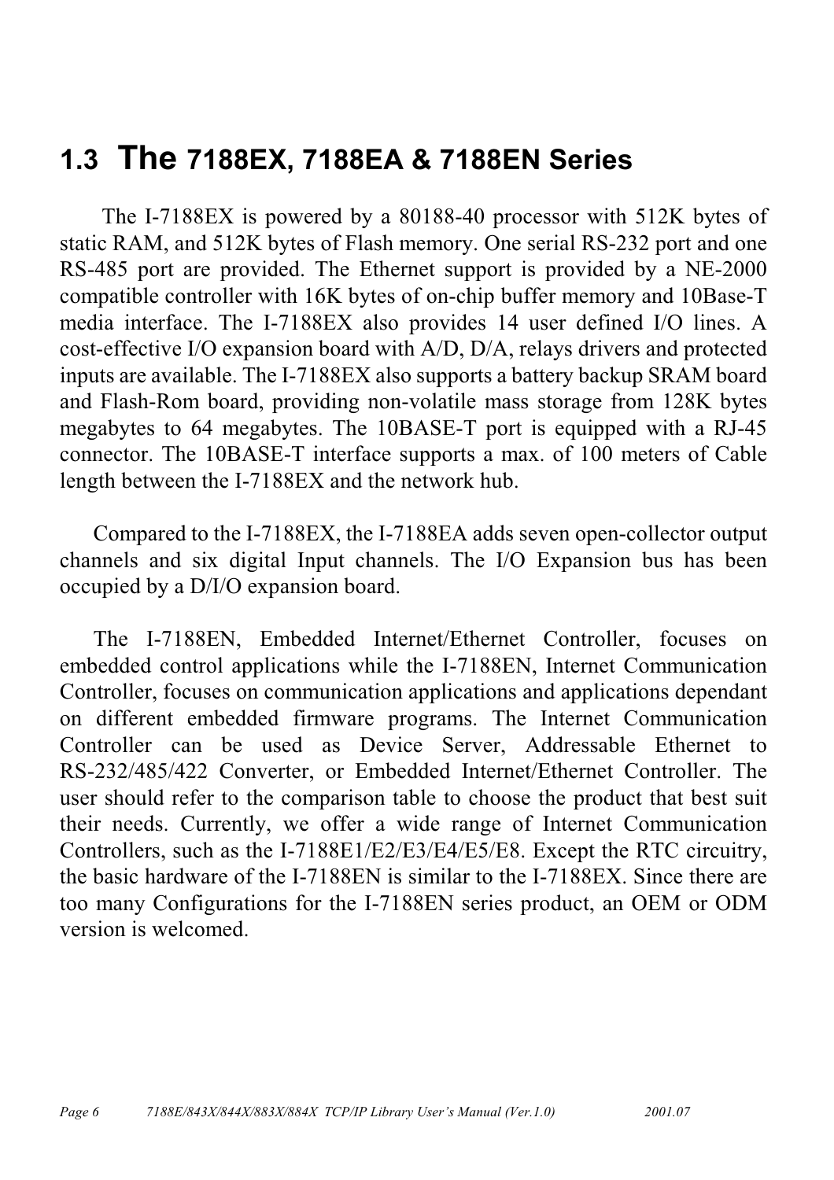## 1.3 The 7188EX, 7188EA & 7188EN Series

The I-7188EX is powered by a 80188-40 processor with 512K bytes of static RAM, and 512K bytes of Flash memory. One serial RS-232 port and one RS-485 port are provided. The Ethernet support is provided by a NE-2000 compatible controller with 16K bytes of on-chip buffer memory and 10Base-T media interface. The I-7188EX also provides 14 user defined I/O lines. A cost-effective I/O expansion board with A/D, D/A, relays drivers and protected inputs are available. The I-7188EX also supports a battery backup SRAM board and Flash-Rom board, providing non-volatile mass storage from 128K bytes megabytes to 64 megabytes. The 10BASE-T port is equipped with a RJ-45 connector. The 10BASE-T interface supports a max. of 100 meters of Cable length between the I-7188EX and the network hub.

Compared to the I-7188EX, the I-7188EA adds seven open-collector output channels and six digital Input channels. The I/O Expansion bus has been occupied by a D/I/O expansion board.

The I-7188EN, Embedded Internet/Ethernet Controller, focuses on embedded control applications while the I-7188EN, Internet Communication Controller, focuses on communication applications and applications dependant on different embedded firmware programs. The Internet Communication Controller can be used as Device Server, Addressable Ethernet to RS-232/485/422 Converter, or Embedded Internet/Ethernet Controller. The user should refer to the comparison table to choose the product that best suit their needs. Currently, we offer a wide range of Internet Communication Controllers, such as the I-7188E1/E2/E3/E4/E5/E8. Except the RTC circuitry, the basic hardware of the I-7188EN is similar to the I-7188EX. Since there are too many Configurations for the I-7188EN series product, an OEM or ODM version is welcomed.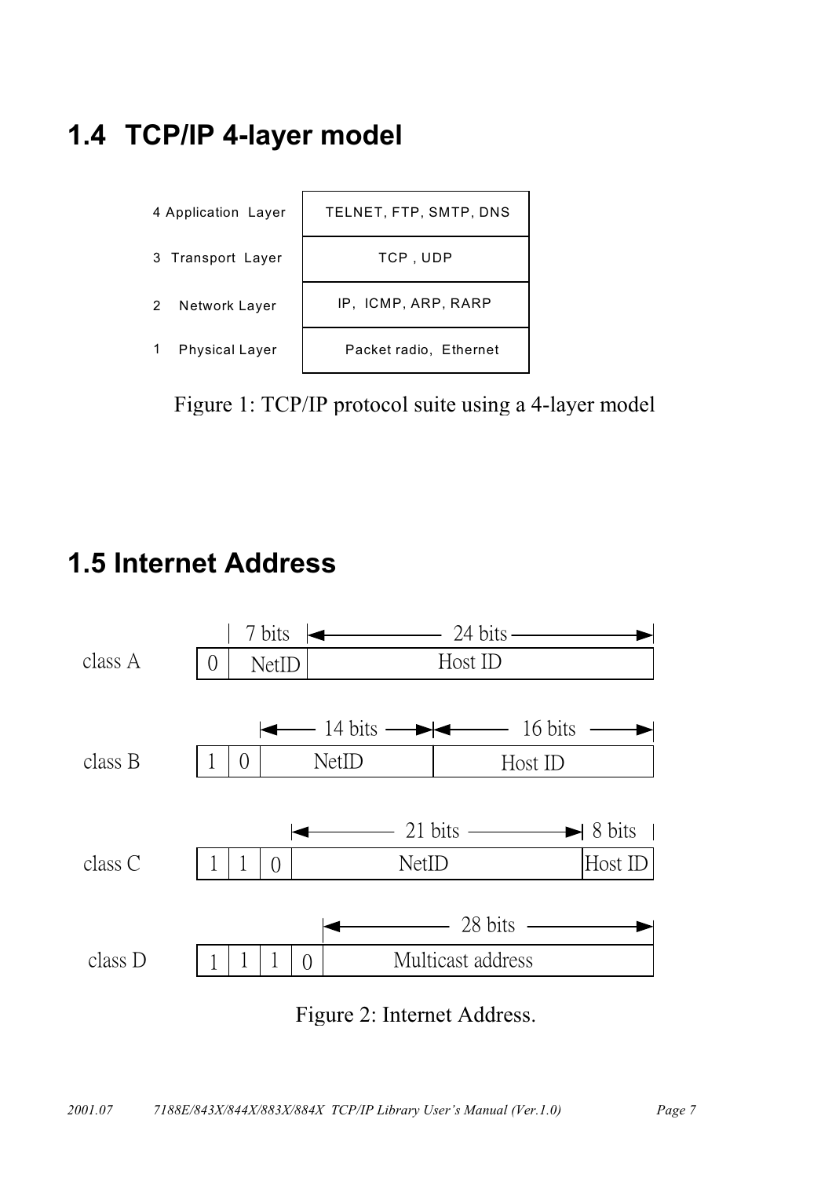## 1.4 TCP/IP 4-layer model

| Layer | Protocols |
| --- | --- |
| 4 Application Layer | TELNET, FTP, SMTP, DNS |
| 3 Transport Layer | TCP , UDP |
| 2 Network Layer | IP, ICMP, ARP, RARP |
| 1 Physical Layer | Packet radio, Ethernet |

Figure 1: TCP/IP protocol suite using a 4-layer model

## 1.5 Internet Address

| Class | Leading bits | NetID | Host ID |
| --- | --- | --- | --- |
| class A | 0 | NetID (7 bits) | Host ID (24 bits) |
| class B | 1 0 | NetID (14 bits) | Host ID (16 bits) |
| class C | 1 1 0 | NetID (21 bits) | Host ID (8 bits) |
| class D | 1 1 1 0 | Multicast address (28 bits) | |

Figure 2: Internet Address.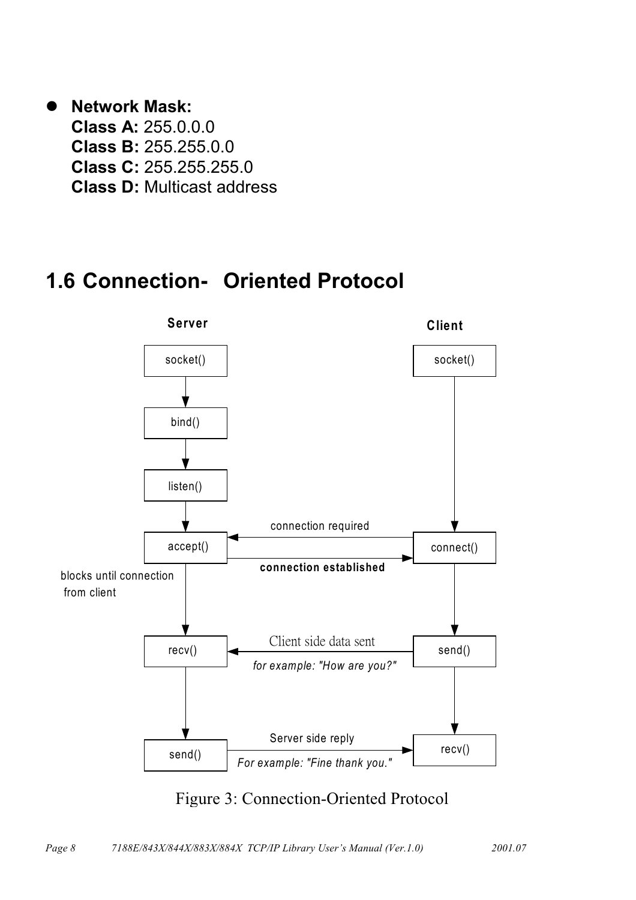- **Network Mask:**
  **Class A:** 255.0.0.0
  **Class B:** 255.255.0.0
  **Class C:** 255.255.255.0
  **Class D:** Multicast address

## 1.6 Connection- Oriented Protocol

**Server**

socket()

bind()

listen()

accept()

blocks until connection from client

recv()

send()

**Client**

socket()

connect()

send()

recv()

connection required

**connection established**

Client side data sent

*for example: "How are you?"*

Server side reply

*For example: "Fine thank you."*

Figure 3: Connection-Oriented Protocol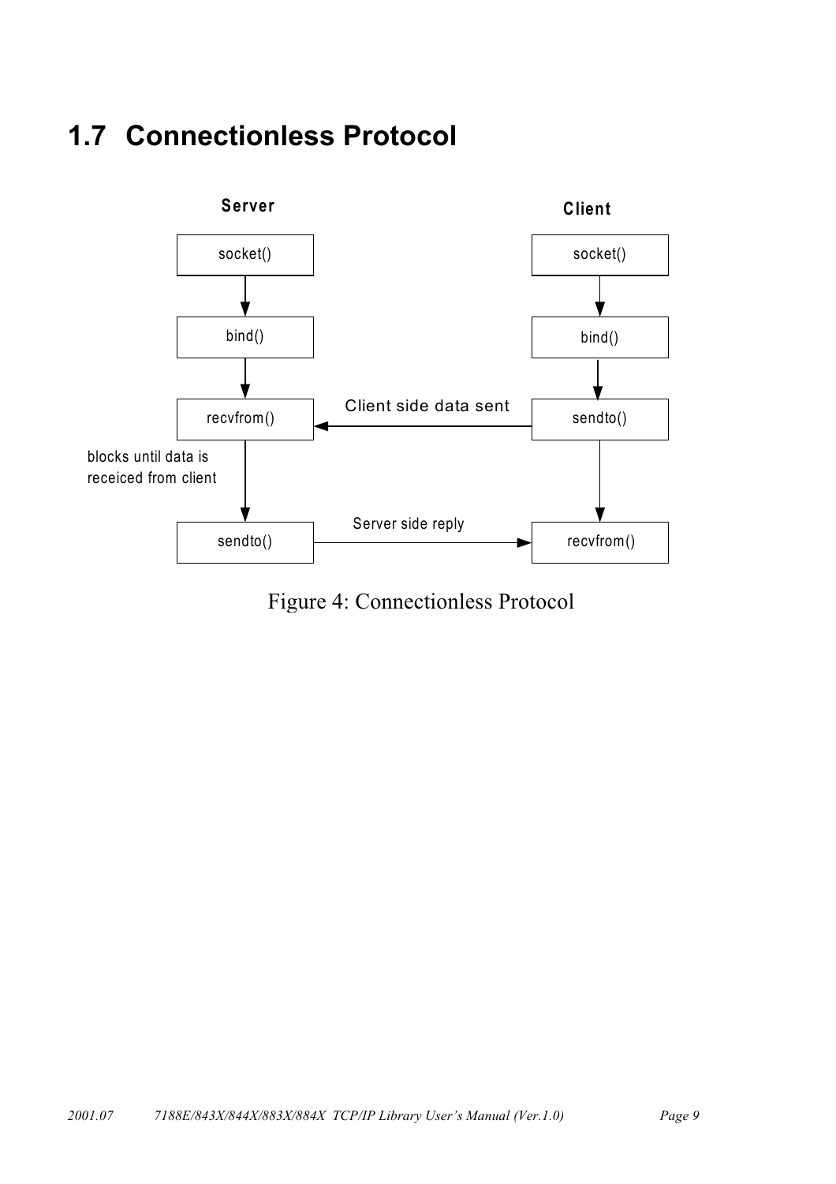## 1.7 Connectionless Protocol

Figure 4: Connectionless Protocol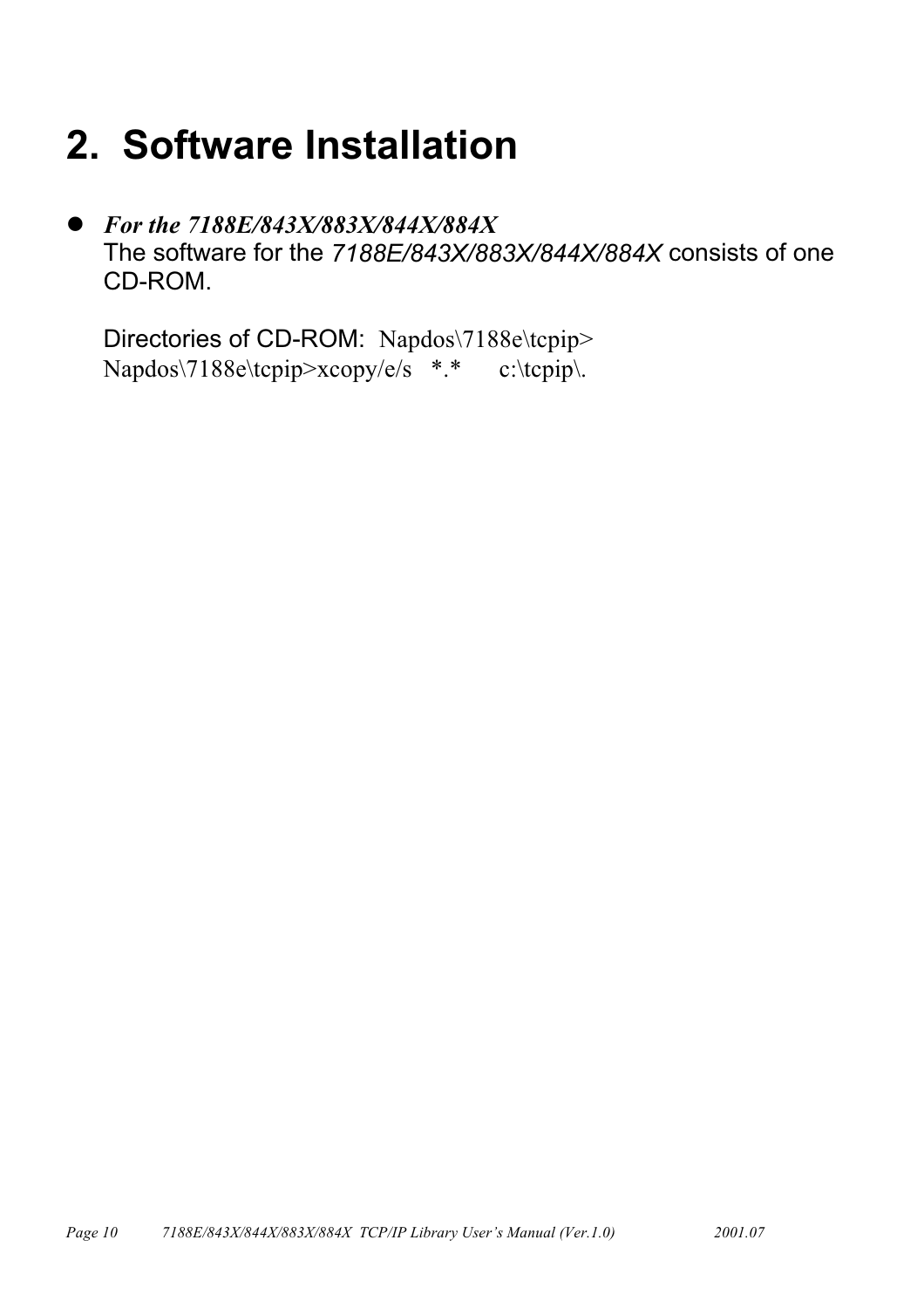# 2. Software Installation

- ***For the 7188E/843X/883X/844X/884X***

  The software for the *7188E/843X/883X/844X/884X* consists of one CD-ROM.

  Directories of CD-ROM: Napdos\7188e\tcpip>
  Napdos\7188e\tcpip>xcopy/e/s   *.*      c:\tcpip\.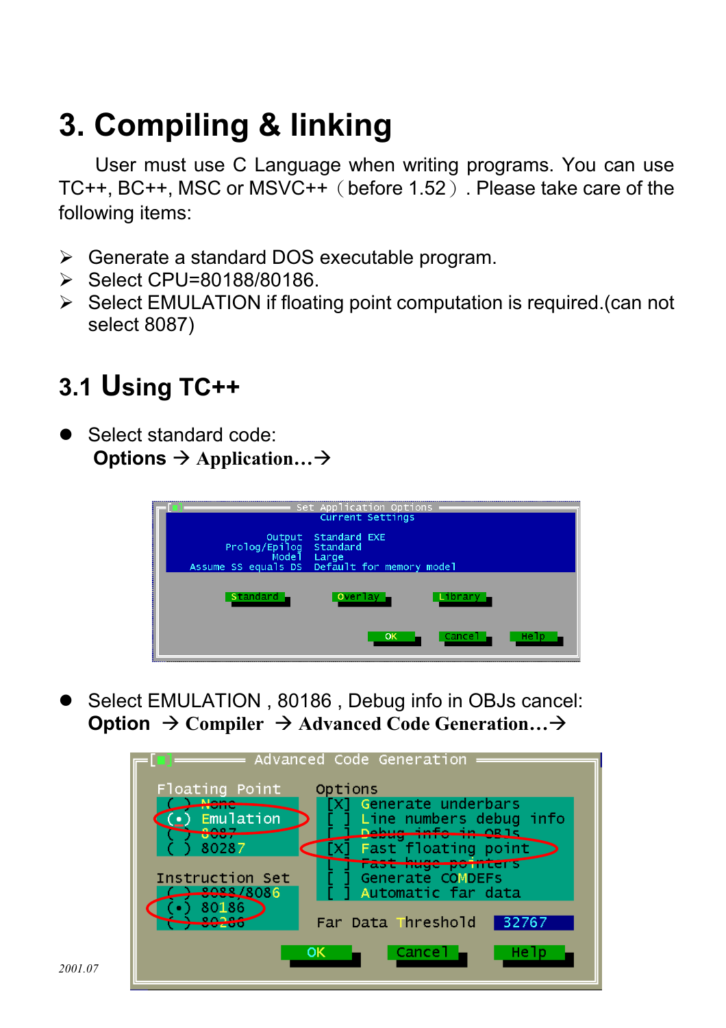# 3. Compiling & linking

User must use C Language when writing programs. You can use TC++, BC++, MSC or MSVC++（before 1.52）. Please take care of the following items:

- Generate a standard DOS executable program.
- Select CPU=80188/80186.
- Select EMULATION if floating point computation is required.(can not select 8087)

## 3.1 Using TC++

- Select standard code:
  **Options → Application…→**

- Select EMULATION , 80186 , Debug info in OBJs cancel:
  **Option → Compiler → Advanced Code Generation…→**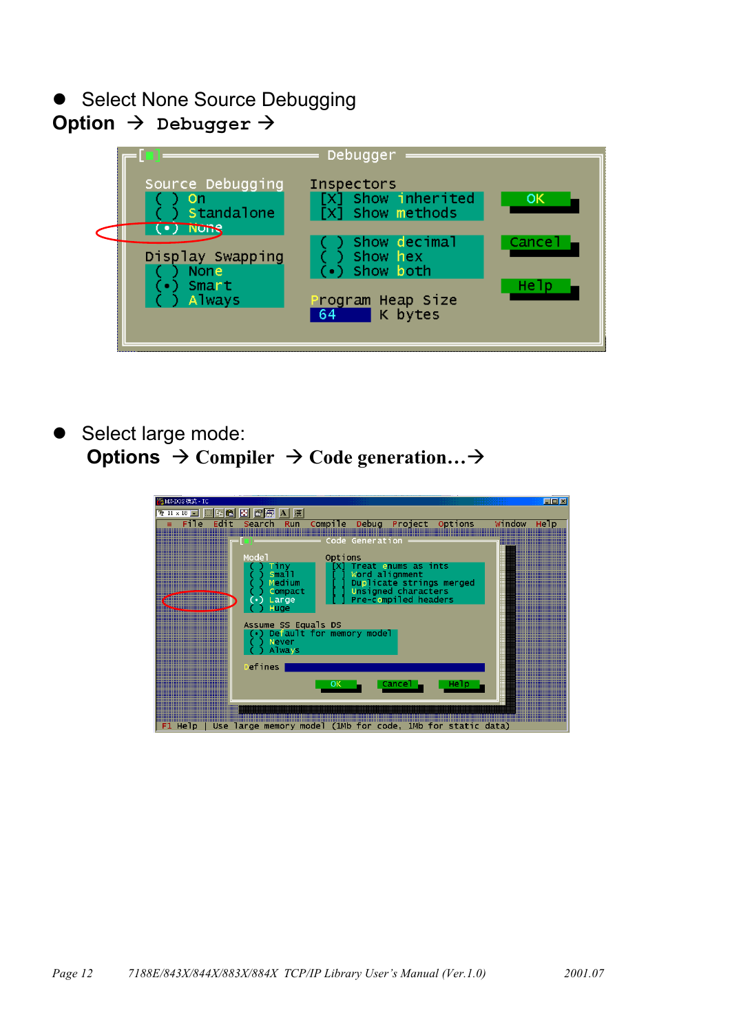- Select None Source Debugging

**Option** → `Debugger` →

- Select large mode:

**Options** → **Compiler** → **Code generation…**→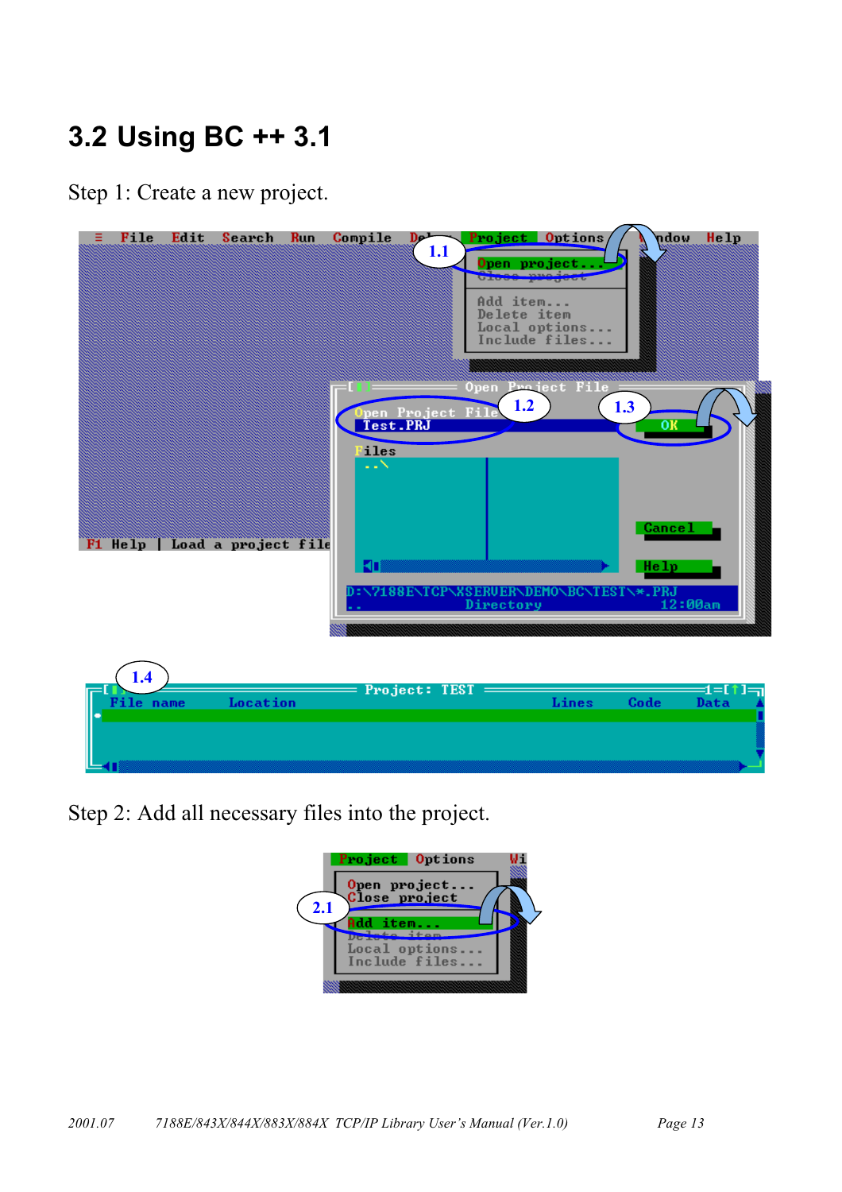## 3.2 Using BC ++ 3.1

Step 1: Create a new project.

Step 2: Add all necessary files into the project.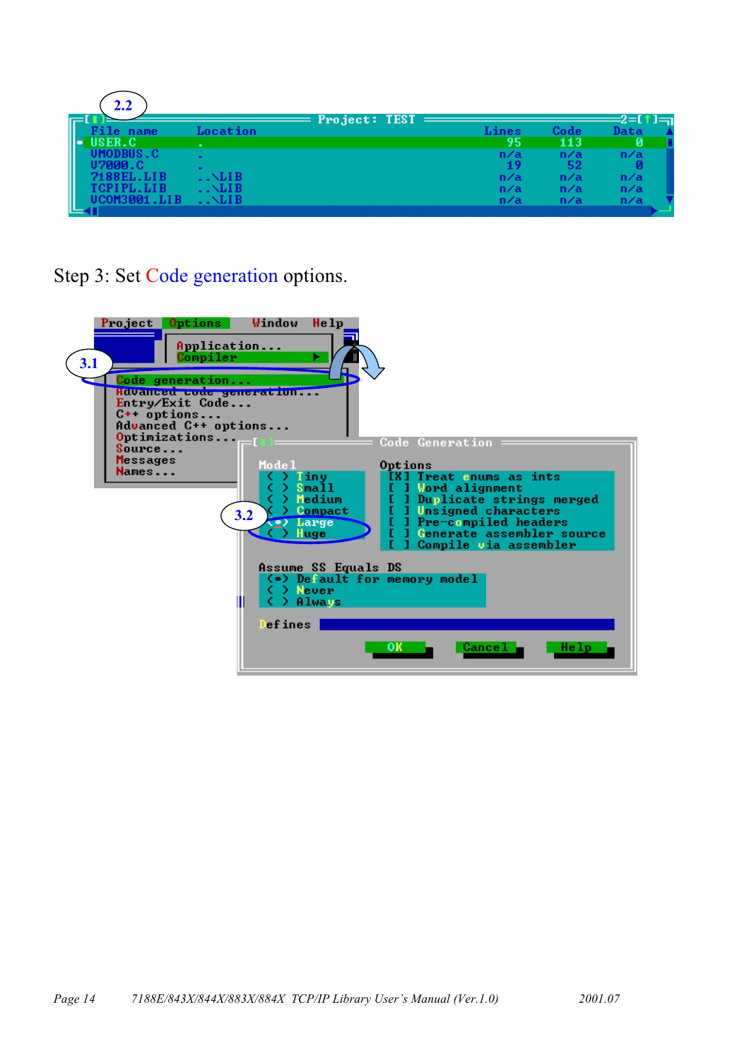```
 2.2
═[■]════════════════════ Project: TEST ═══════════════════2═[↑]═╗
 File name      Location                     Lines    Code    Data
• USER.C         .                              95     113       0
 VMODBUS.C      .                              n/a     n/a     n/a
 V7000.C        .                               19      52       0
 7188EL.LIB     ..\LIB                         n/a     n/a     n/a
 TCPIPL.LIB     ..\LIB                         n/a     n/a     n/a
 VCOM3001.LIB   ..\LIB                         n/a     n/a     n/a
```

Step 3: Set Code generation options.

```
 Project  Options    Window  Help
          Application...
          Compiler          ►
 3.1  Code generation...
      Advanced code generation...
      Entry/Exit Code...
      C++ options...
      Advanced C++ options...
      Optimizations...
      Source...
      Messages
      Names...

═[■]═══════════ Code Generation ═══════════════
 Model              Options
  ( ) Tiny           [X] Treat enums as ints
  ( ) Small          [ ] Word alignment
  ( ) Medium         [ ] Duplicate strings merged
  ( ) Compact        [ ] Unsigned characters
 3.2 (•) Large       [ ] Pre-compiled headers
  ( ) Huge           [ ] Generate assembler source
                     [ ] Compile via assembler

 Assume SS Equals DS
  (•) Default for memory model
  ( ) Never
  ( ) Always

 Defines

      OK        Cancel       Help
```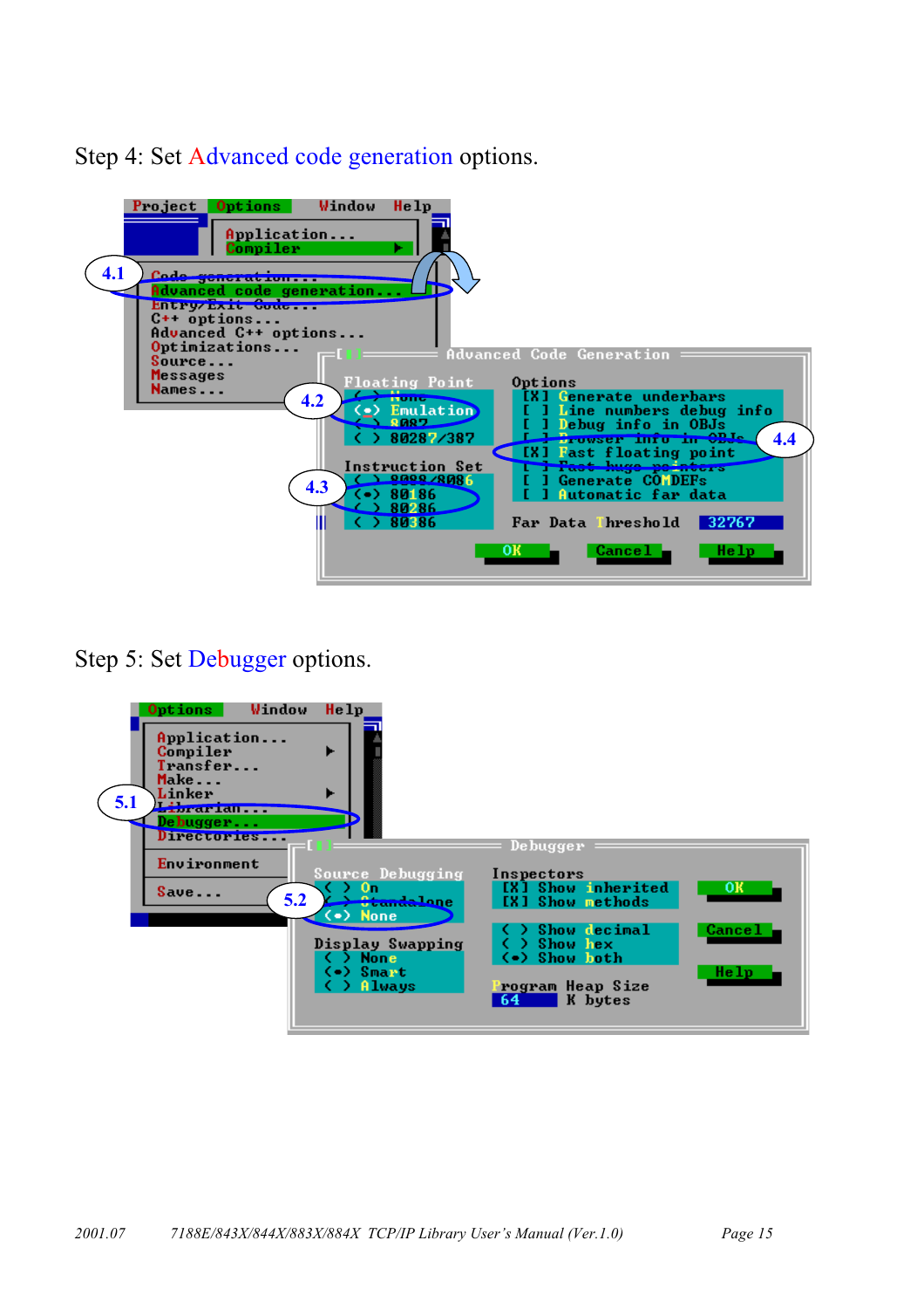Step 4: Set Advanced code generation options.

Step 5: Set Debugger options.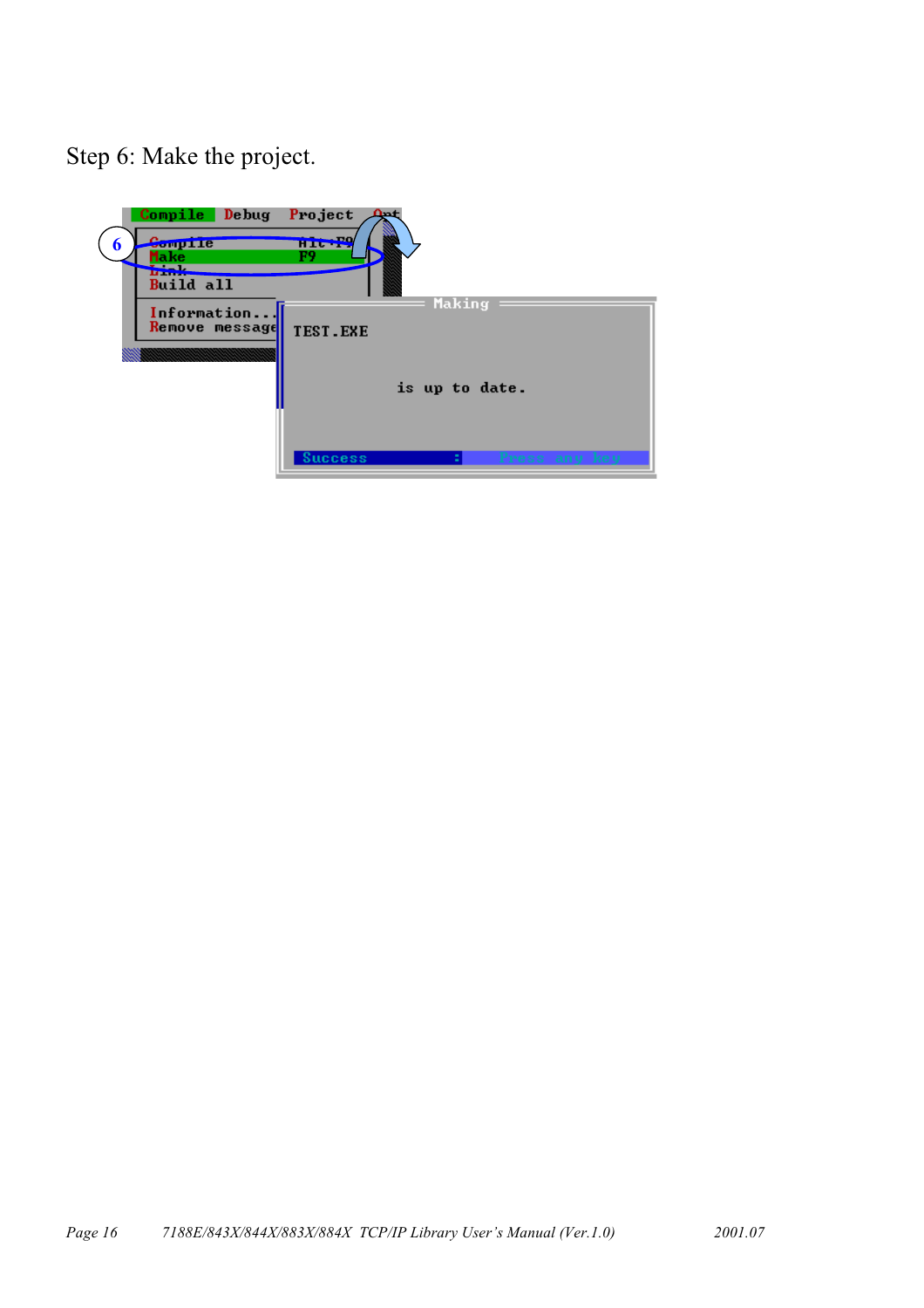Step 6: Make the project.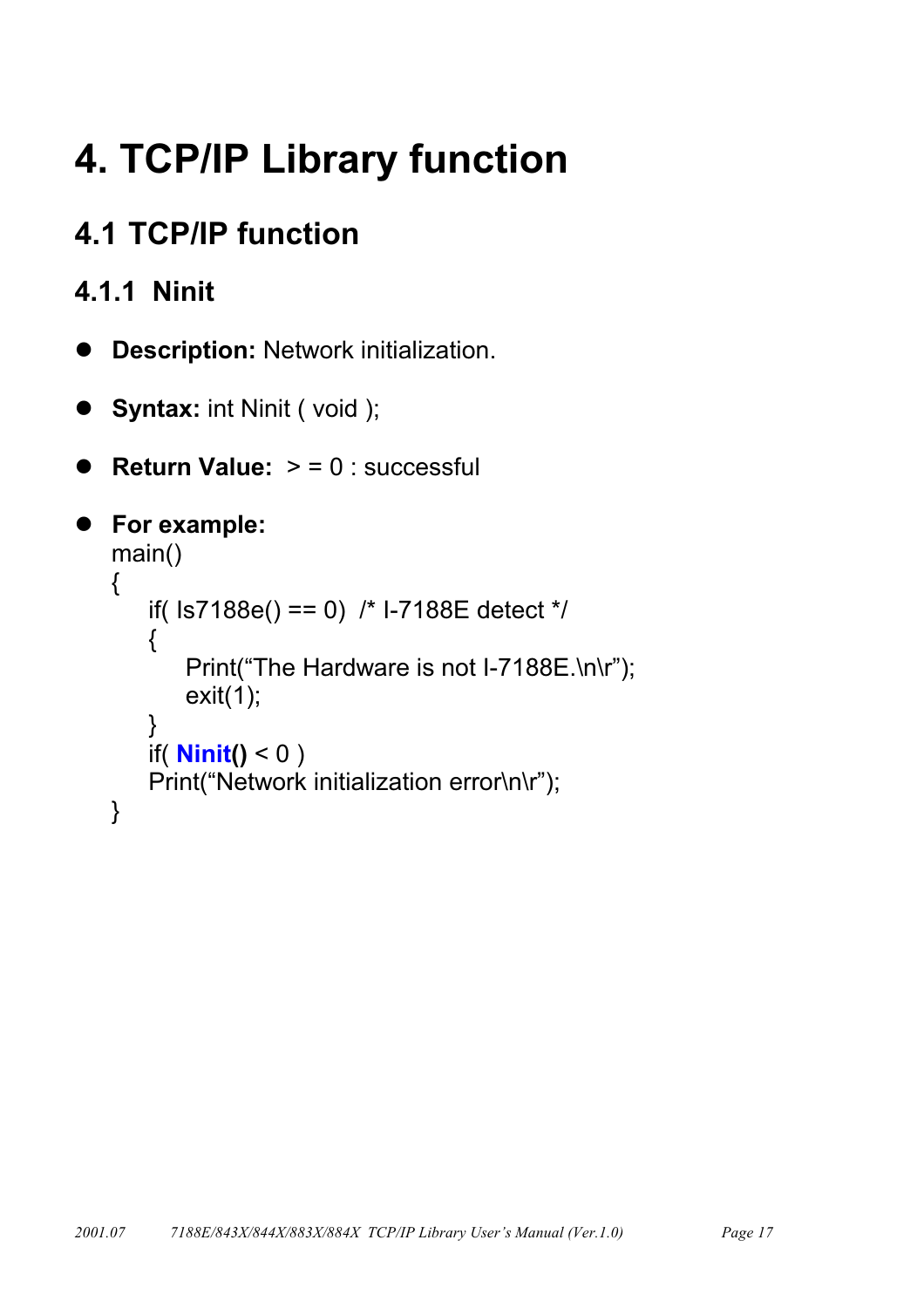# 4. TCP/IP Library function

## 4.1 TCP/IP function

### 4.1.1 Ninit

- **Description:** Network initialization.
- **Syntax:** int Ninit ( void );
- **Return Value:** > = 0 : successful
- **For example:**

```
main()
{
    if( Is7188e() == 0)  /* I-7188E detect */
    {
        Print("The Hardware is not I-7188E.\n\r");
        exit(1);
    }
    if( Ninit() < 0 )
    Print("Network initialization error\n\r");
}
```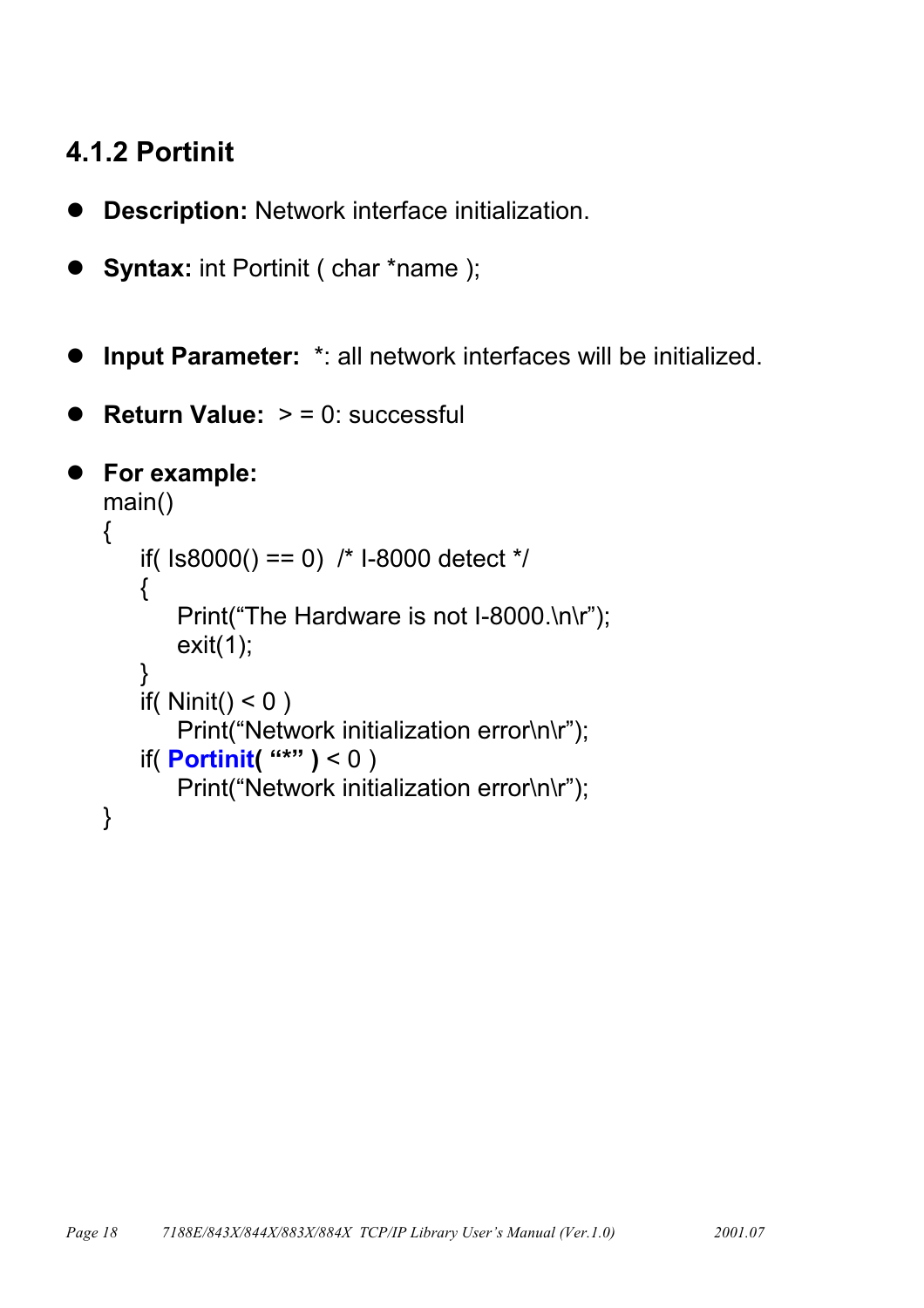### 4.1.2 Portinit

- **Description:** Network interface initialization.
- **Syntax:** int Portinit ( char *name );
- **Input Parameter:** *: all network interfaces will be initialized.
- **Return Value:** > = 0: successful
- **For example:**

```
main()
{
    if( Is8000() == 0)  /* I-8000 detect */
    {
        Print("The Hardware is not I-8000.\n\r");
        exit(1);
    }
    if( Ninit() < 0 )
        Print("Network initialization error\n\r");
    if( Portinit( "*" ) < 0 )
        Print("Network initialization error\n\r");
}
```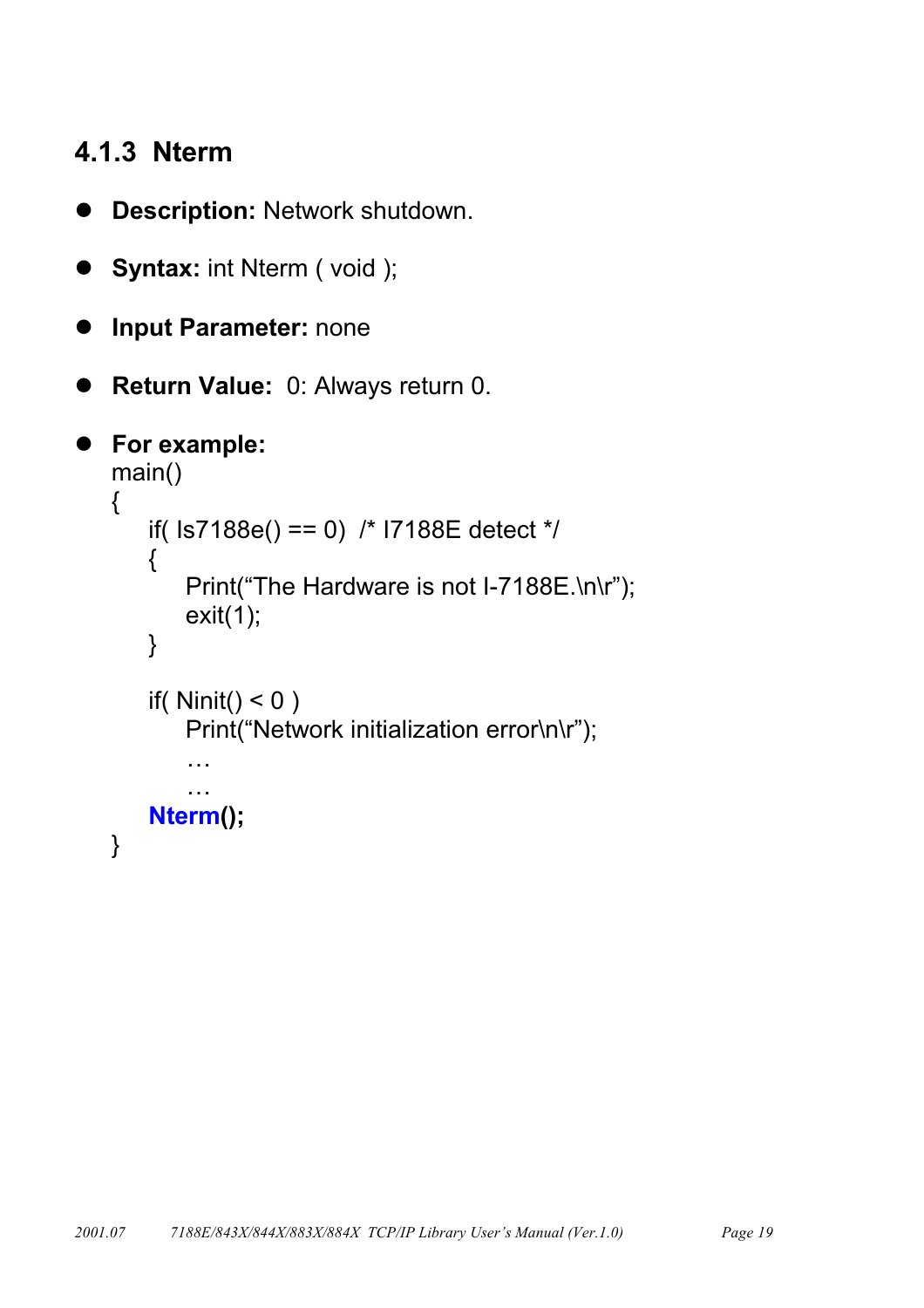### 4.1.3 Nterm

- **Description:** Network shutdown.
- **Syntax:** int Nterm ( void );
- **Input Parameter:** none
- **Return Value:** 0: Always return 0.
- **For example:**

```
main()
{
    if( Is7188e() == 0)  /* I7188E detect */
    {
        Print("The Hardware is not I-7188E.\n\r");
        exit(1);
    }

    if( Ninit() < 0 )
        Print("Network initialization error\n\r");
        …
        …
    Nterm();
}
```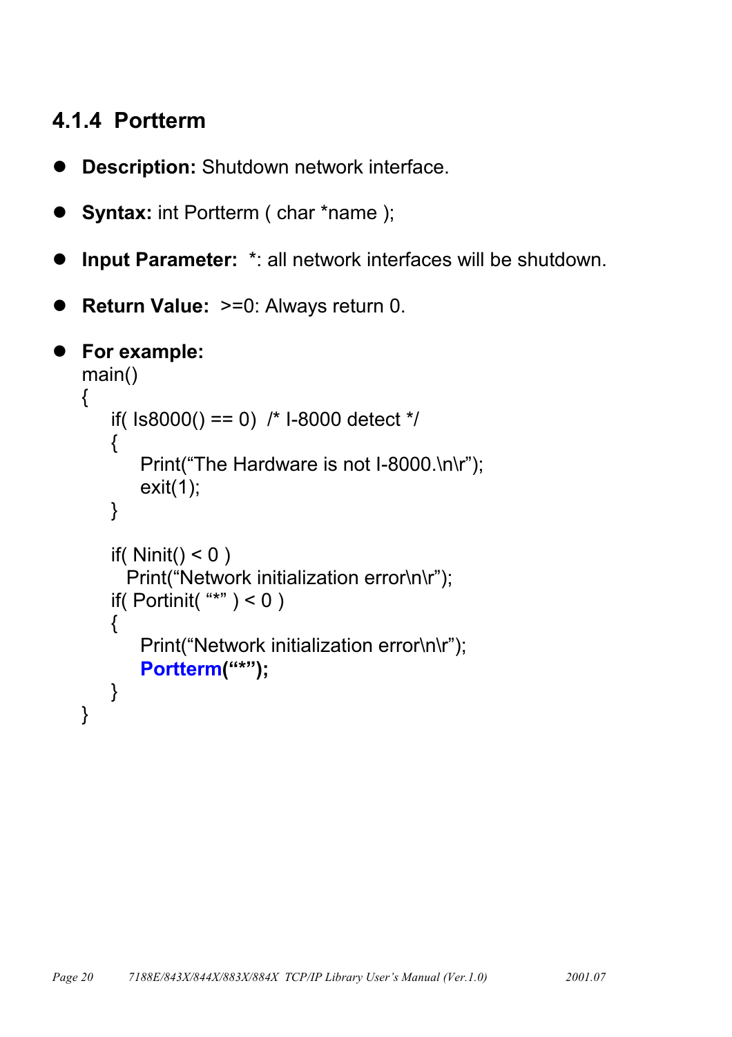### 4.1.4 Portterm

- **Description:** Shutdown network interface.
- **Syntax:** int Portterm ( char *name );
- **Input Parameter:** *: all network interfaces will be shutdown.
- **Return Value:** >=0: Always return 0.
- **For example:**

```
main()
{
    if( Is8000() == 0)  /* I-8000 detect */
    {
        Print("The Hardware is not I-8000.\n\r");
        exit(1);
    }

    if( Ninit() < 0 )
      Print("Network initialization error\n\r");
    if( Portinit( "*" ) < 0 )
    {
        Print("Network initialization error\n\r");
        Portterm("*");
    }
}
```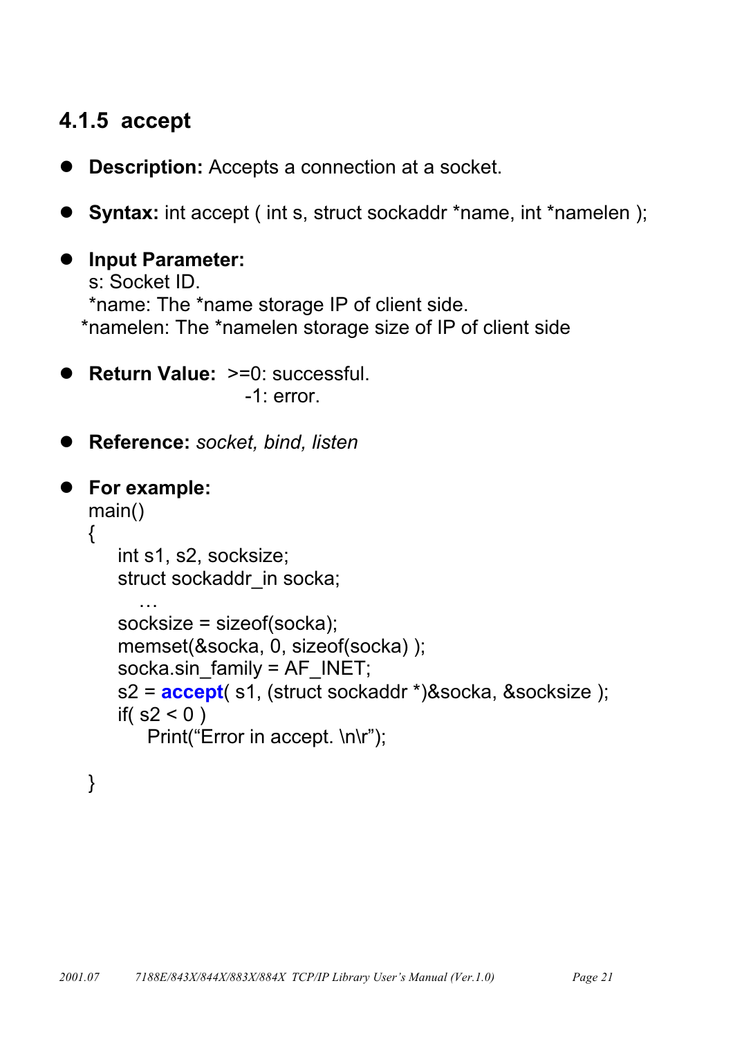### 4.1.5 accept

- **Description:** Accepts a connection at a socket.

- **Syntax:** int accept ( int s, struct sockaddr *name, int *namelen );

- **Input Parameter:**
  s: Socket ID.
  *name: The *name storage IP of client side.
  *namelen: The *namelen storage size of IP of client side

- **Return Value:** >=0: successful.
  -1: error.

- **Reference:** *socket, bind, listen*

- **For example:**

```
main()
{
    int s1, s2, socksize;
    struct sockaddr_in socka;
      …
    socksize = sizeof(socka);
    memset(&socka, 0, sizeof(socka) );
    socka.sin_family = AF_INET;
    s2 = accept( s1, (struct sockaddr *)&socka, &socksize );
    if( s2 < 0 )
        Print("Error in accept. \n\r");

}
```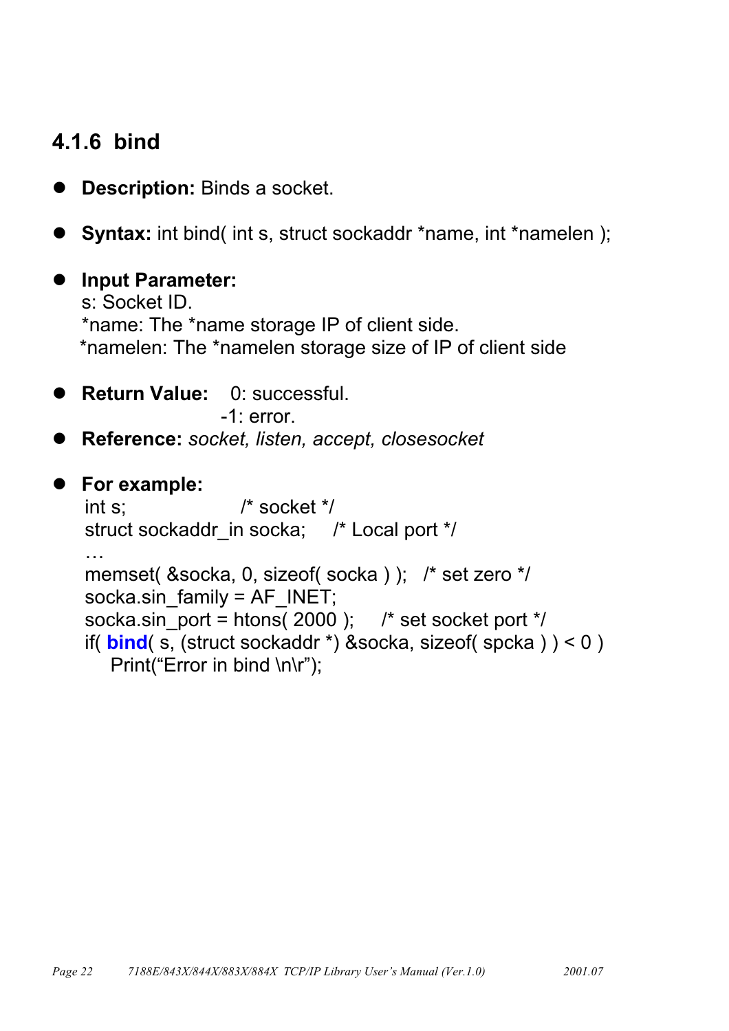### 4.1.6 bind

- **Description:** Binds a socket.

- **Syntax:** int bind( int s, struct sockaddr *name, int *namelen );

- **Input Parameter:**
  s: Socket ID.
  *name: The *name storage IP of client side.
  *namelen: The *namelen storage size of IP of client side

- **Return Value:** 0: successful.
  -1: error.

- **Reference:** *socket, listen, accept, closesocket*

- **For example:**

```
int s;                  /* socket */
struct sockaddr_in socka;     /* Local port */
…
memset( &socka, 0, sizeof( socka ) );   /* set zero */
socka.sin_family = AF_INET;
socka.sin_port = htons( 2000 );     /* set socket port */
if( bind( s, (struct sockaddr *) &socka, sizeof( spcka ) ) < 0 )
    Print(“Error in bind \n\r”);
```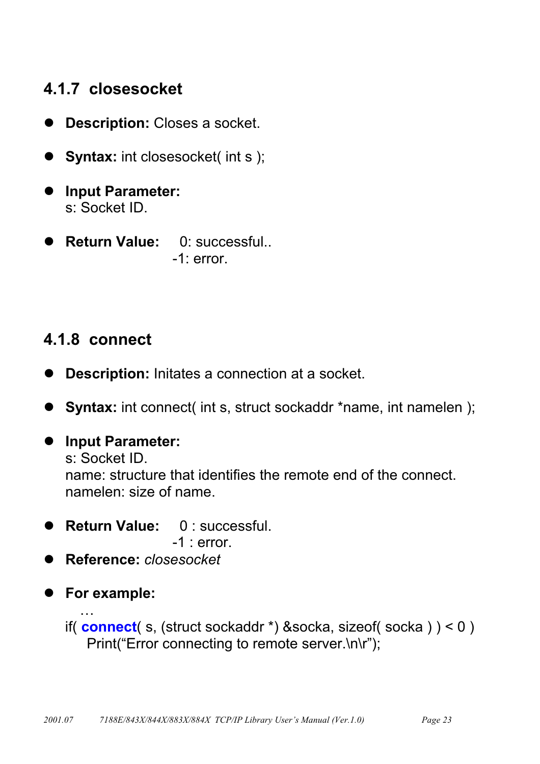### 4.1.7 closesocket

- **Description:** Closes a socket.
- **Syntax:** int closesocket( int s );
- **Input Parameter:**
  s: Socket ID.
- **Return Value:** 0: successful..
  -1: error.

### 4.1.8 connect

- **Description:** Initates a connection at a socket.
- **Syntax:** int connect( int s, struct sockaddr *name, int namelen );
- **Input Parameter:**
  s: Socket ID.
  name: structure that identifies the remote end of the connect.
  namelen: size of name.
- **Return Value:** 0 : successful.
  -1 : error.
- **Reference:** *closesocket*
- **For example:**

```
  …
if( connect( s, (struct sockaddr *) &socka, sizeof( socka ) ) < 0 )
    Print("Error connecting to remote server.\n\r");
```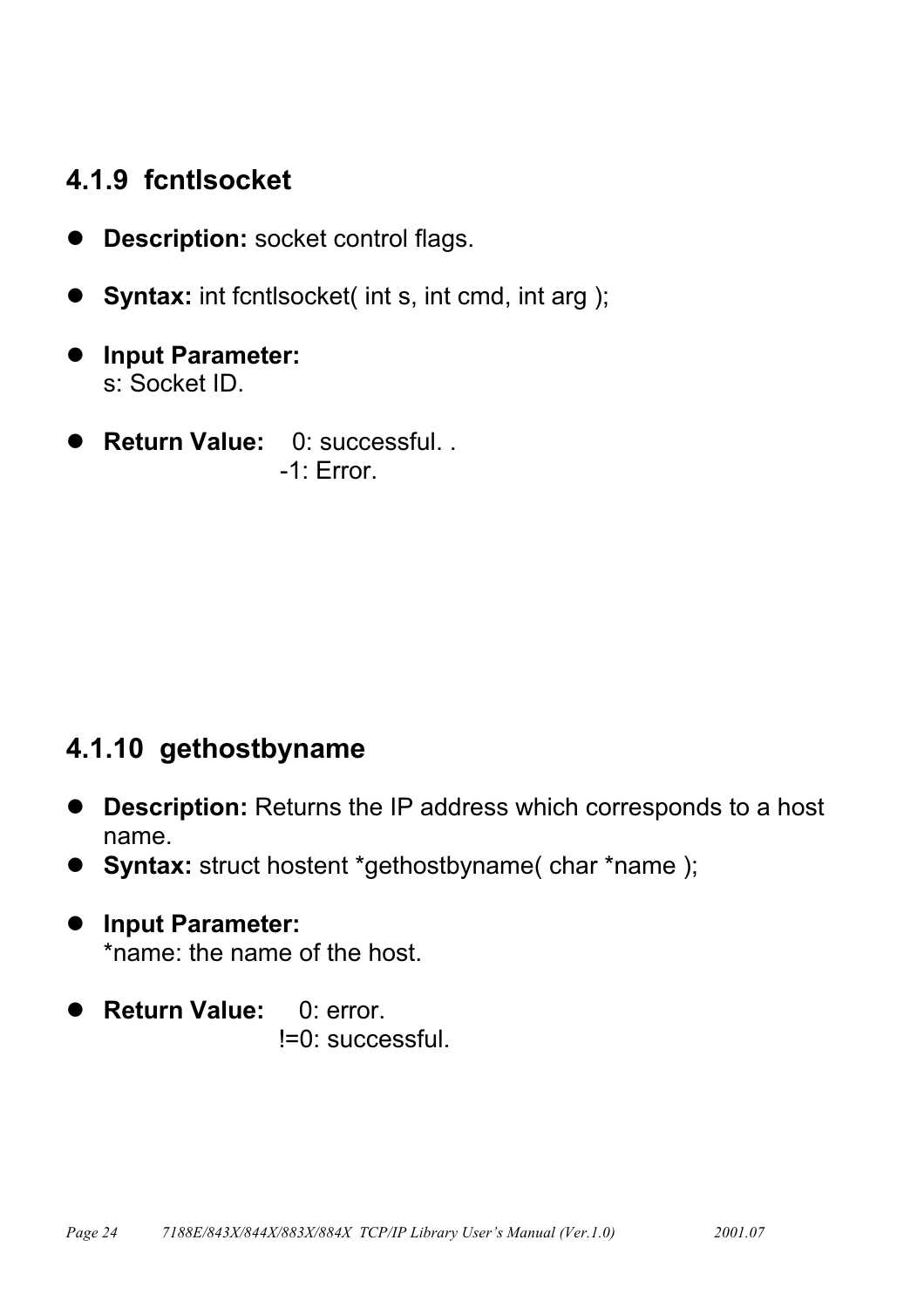### 4.1.9 fcntlsocket

- **Description:** socket control flags.

- **Syntax:** int fcntlsocket( int s, int cmd, int arg );

- **Input Parameter:**
  s: Socket ID.

- **Return Value:** 0: successful. .
  -1: Error.

### 4.1.10 gethostbyname

- **Description:** Returns the IP address which corresponds to a host name.
- **Syntax:** struct hostent *gethostbyname( char *name );

- **Input Parameter:**
  *name: the name of the host.

- **Return Value:** 0: error.
  !=0: successful.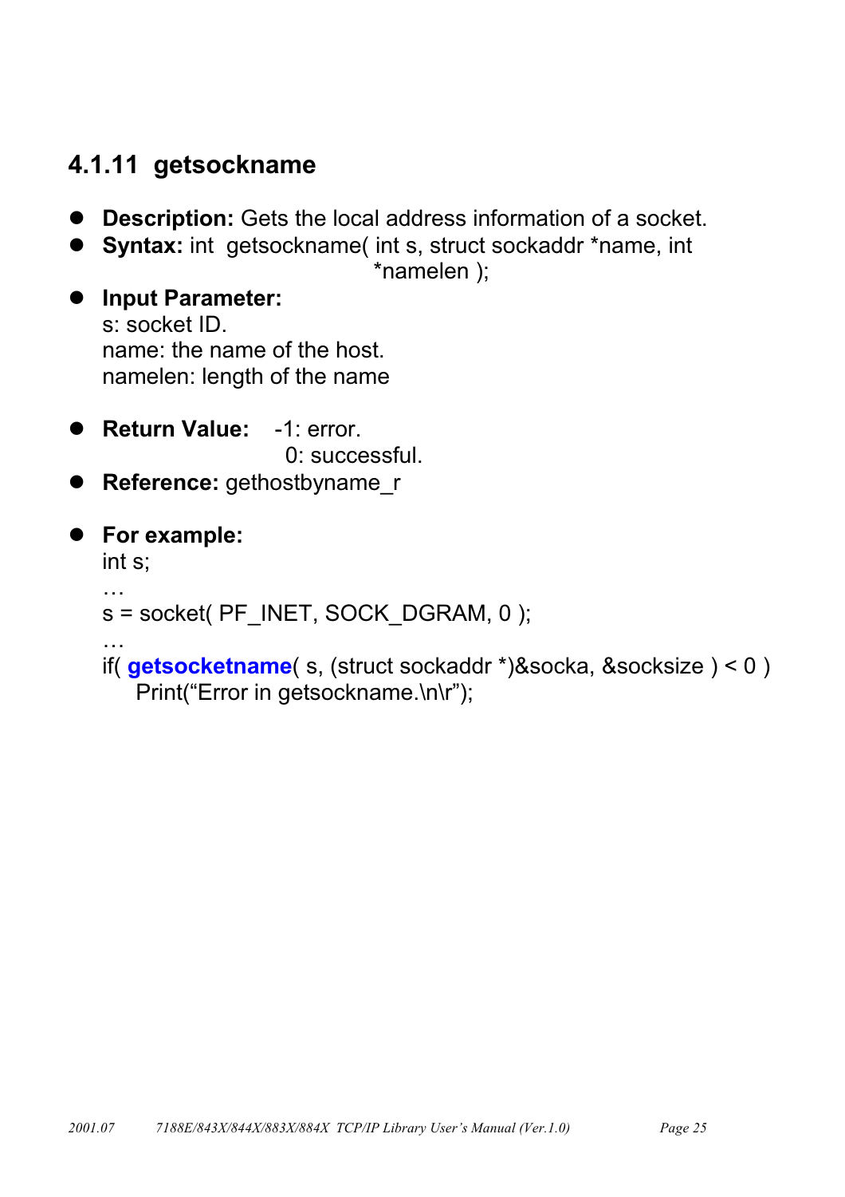### 4.1.11 getsockname

- **Description:** Gets the local address information of a socket.
- **Syntax:** int getsockname( int s, struct sockaddr *name, int *namelen );
- **Input Parameter:**
  s: socket ID.
  name: the name of the host.
  namelen: length of the name
- **Return Value:** -1: error.
  0: successful.
- **Reference:** gethostbyname_r
- **For example:**

```
int s;
…
s = socket( PF_INET, SOCK_DGRAM, 0 );
…
if( getsocketname( s, (struct sockaddr *)&socka, &socksize ) < 0 )
    Print("Error in getsockname.\n\r");
```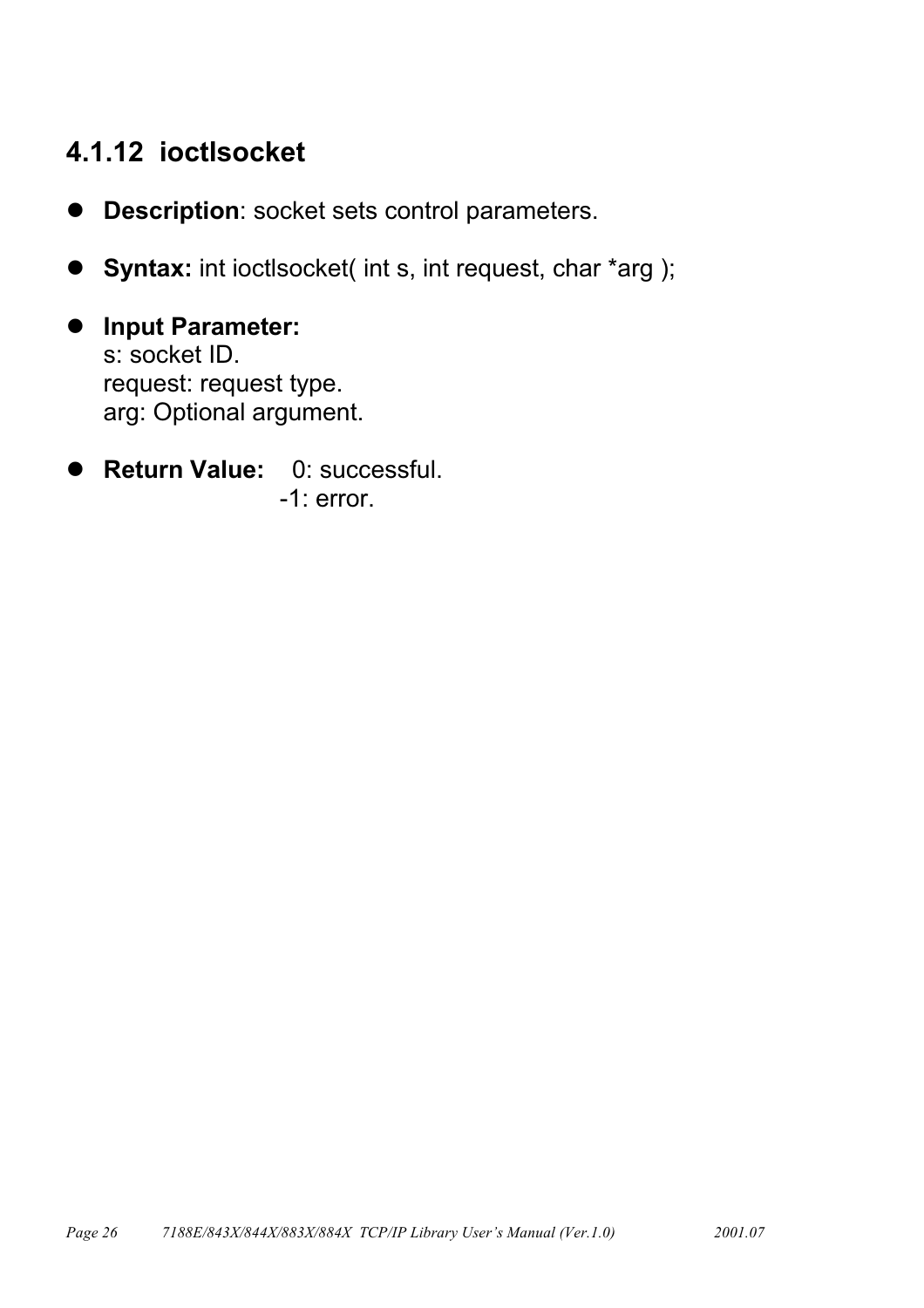### 4.1.12 ioctlsocket

- **Description**: socket sets control parameters.

- **Syntax:** int ioctlsocket( int s, int request, char *arg );

- **Input Parameter:**
  s: socket ID.
  request: request type.
  arg: Optional argument.

- **Return Value:** 0: successful.
  -1: error.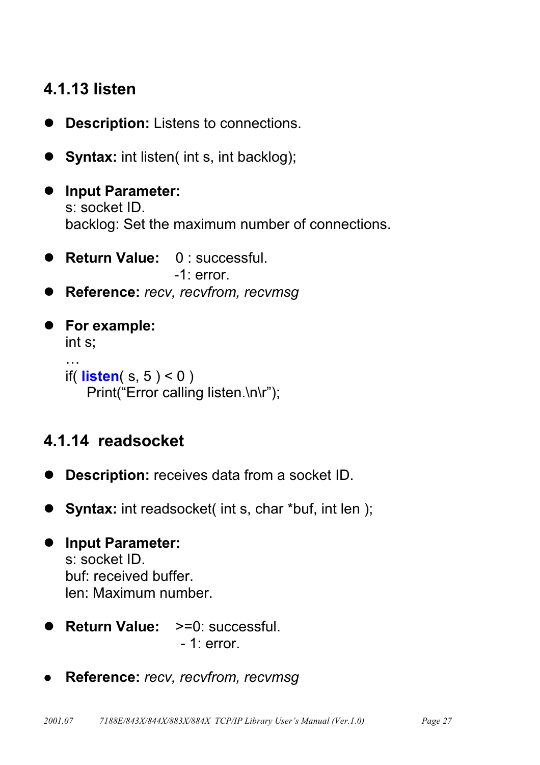### 4.1.13 listen

- **Description:** Listens to connections.

- **Syntax:** int listen( int s, int backlog);

- **Input Parameter:**
  s: socket ID.
  backlog: Set the maximum number of connections.

- **Return Value:** 0 : successful.
  -1: error.

- **Reference:** *recv, recvfrom, recvmsg*

- **For example:**

```
int s;
…
if( listen( s, 5 ) < 0 )
    Print("Error calling listen.\n\r");
```

### 4.1.14 readsocket

- **Description:** receives data from a socket ID.

- **Syntax:** int readsocket( int s, char *buf, int len );

- **Input Parameter:**
  s: socket ID.
  buf: received buffer.
  len: Maximum number.

- **Return Value:** >=0: successful.
  - 1: error.

- **Reference:** *recv, recvfrom, recvmsg*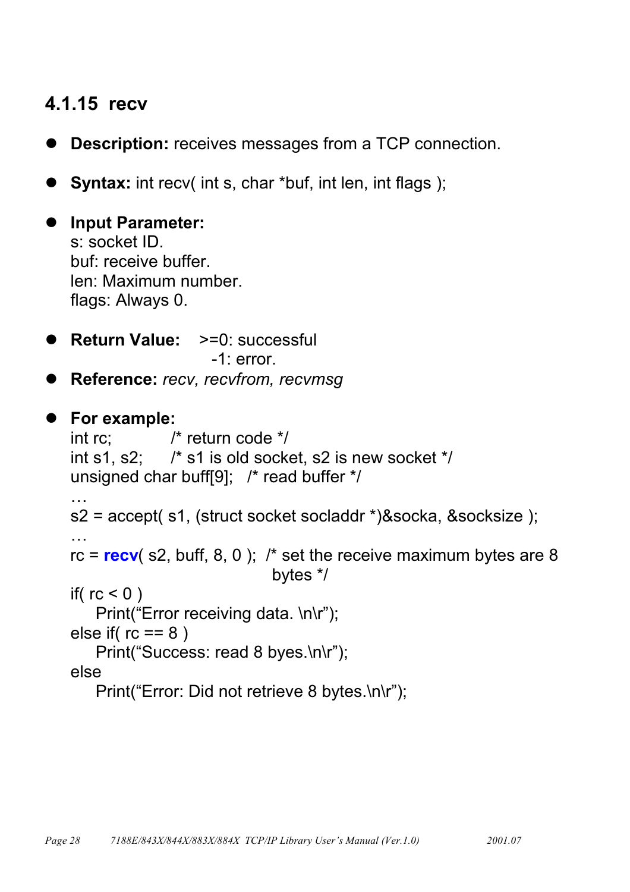### 4.1.15 recv

- **Description:** receives messages from a TCP connection.

- **Syntax:** int recv( int s, char *buf, int len, int flags );

- **Input Parameter:**
  s: socket ID.
  buf: receive buffer.
  len: Maximum number.
  flags: Always 0.

- **Return Value:** >=0: successful
  -1: error.
- **Reference:** *recv, recvfrom, recvmsg*

- **For example:**

```
int rc;          /* return code */
int s1, s2;      /* s1 is old socket, s2 is new socket */
unsigned char buff[9];   /* read buffer */
…
s2 = accept( s1, (struct socket socladdr *)&socka, &socksize );
…
rc = recv( s2, buff, 8, 0 );  /* set the receive maximum bytes are 8
                                 bytes */
if( rc < 0 )
    Print("Error receiving data. \n\r");
else if( rc == 8 )
    Print("Success: read 8 byes.\n\r");
else
    Print("Error: Did not retrieve 8 bytes.\n\r");
```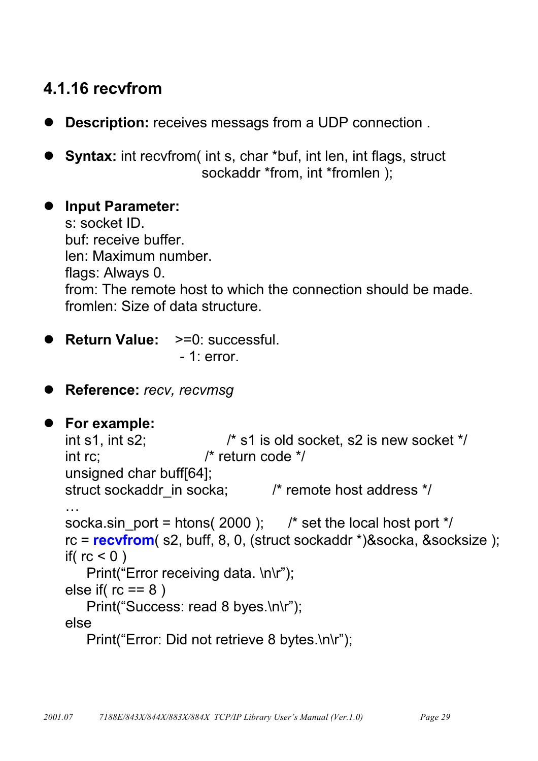### 4.1.16 recvfrom

- **Description:** receives messags from a UDP connection .

- **Syntax:** int recvfrom( int s, char *buf, int len, int flags, struct sockaddr *from, int *fromlen );

- **Input Parameter:**
  s: socket ID.
  buf: receive buffer.
  len: Maximum number.
  flags: Always 0.
  from: The remote host to which the connection should be made.
  fromlen: Size of data structure.

- **Return Value:** >=0: successful.
  - 1: error.

- **Reference:** *recv, recvmsg*

- **For example:**

```
int s1, int s2;              /* s1 is old socket, s2 is new socket */
int rc;                      /* return code */
unsigned char buff[64];
struct sockaddr_in socka;    /* remote host address */
…
socka.sin_port = htons( 2000 );    /* set the local host port */
rc = recvfrom( s2, buff, 8, 0, (struct sockaddr *)&socka, &socksize );
if( rc < 0 )
    Print("Error receiving data. \n\r");
else if( rc == 8 )
    Print("Success: read 8 byes.\n\r");
else
    Print("Error: Did not retrieve 8 bytes.\n\r");
```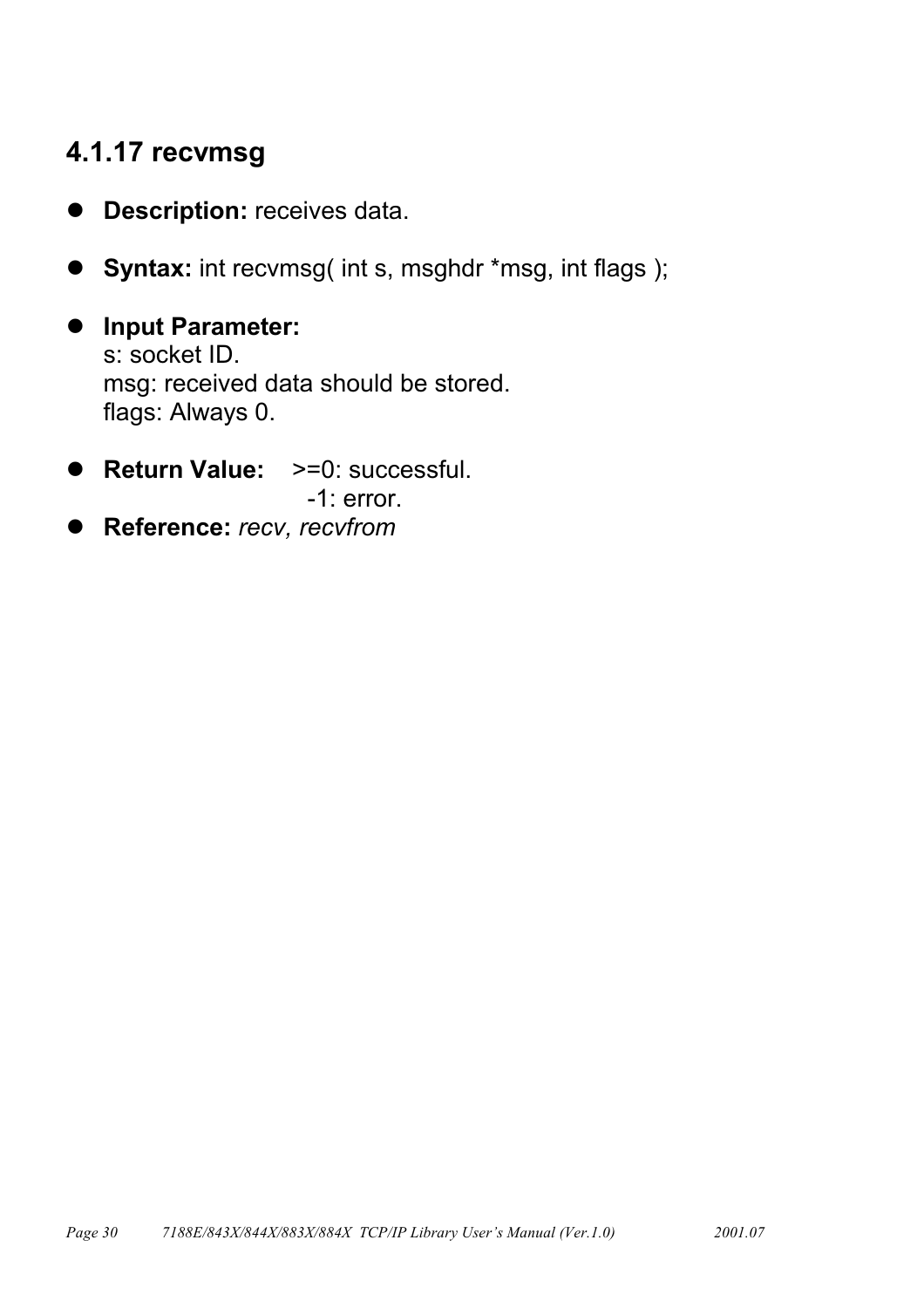### 4.1.17 recvmsg

- **Description:** receives data.
- **Syntax:** int recvmsg( int s, msghdr *msg, int flags );
- **Input Parameter:**
  s: socket ID.
  msg: received data should be stored.
  flags: Always 0.
- **Return Value:** >=0: successful.
  -1: error.
- **Reference:** *recv, recvfrom*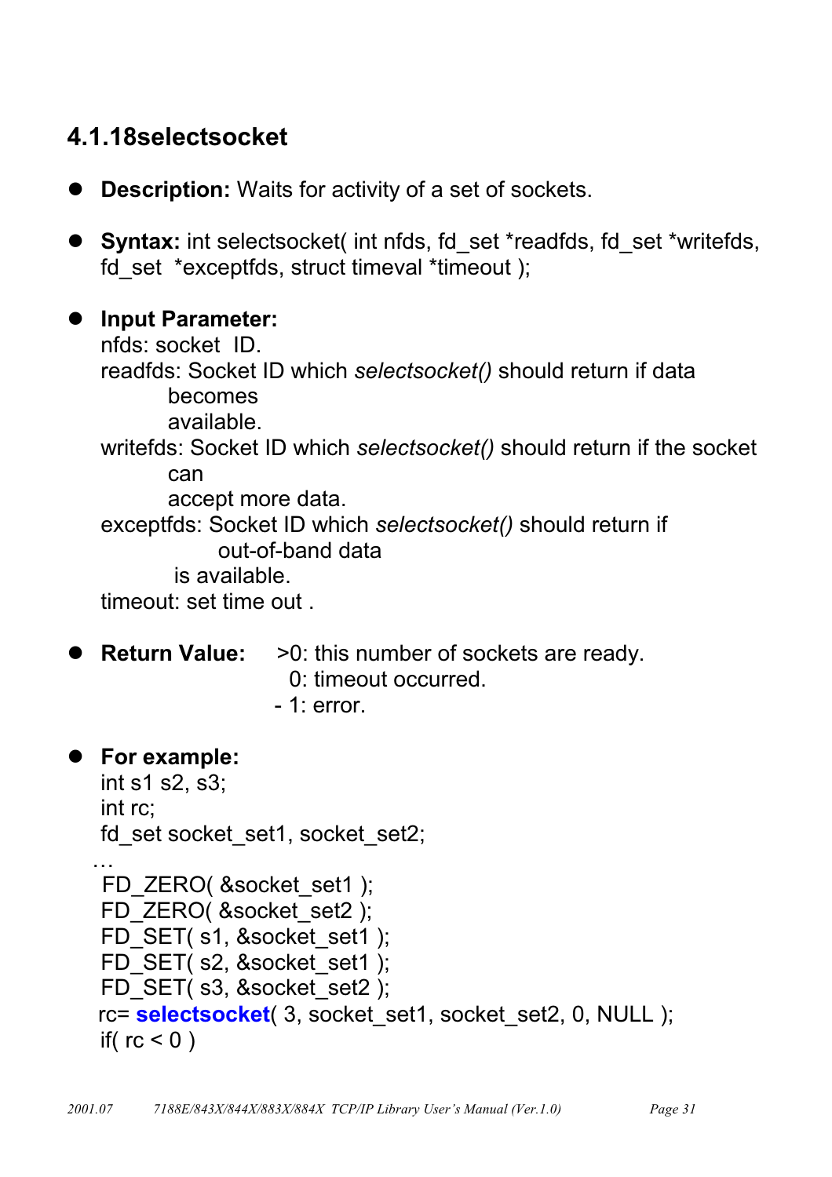### 4.1.18selectsocket

- **Description:** Waits for activity of a set of sockets.

- **Syntax:** int selectsocket( int nfds, fd_set *readfds, fd_set *writefds, fd_set  *exceptfds, struct timeval *timeout );

- **Input Parameter:**
  nfds: socket  ID.
  readfds: Socket ID which *selectsocket()* should return if data becomes available.
  writefds: Socket ID which *selectsocket()* should return if the socket can accept more data.
  exceptfds: Socket ID which *selectsocket()* should return if out-of-band data is available.
  timeout: set time out .

- **Return Value:** >0: this number of sockets are ready.
  0: timeout occurred.
  - 1: error.

- **For example:**

```
int s1 s2, s3;
int rc;
fd_set socket_set1, socket_set2;
…
FD_ZERO( &socket_set1 );
FD_ZERO( &socket_set2 );
FD_SET( s1, &socket_set1 );
FD_SET( s2, &socket_set1 );
FD_SET( s3, &socket_set2 );
rc= selectsocket( 3, socket_set1, socket_set2, 0, NULL );
if( rc < 0 )
```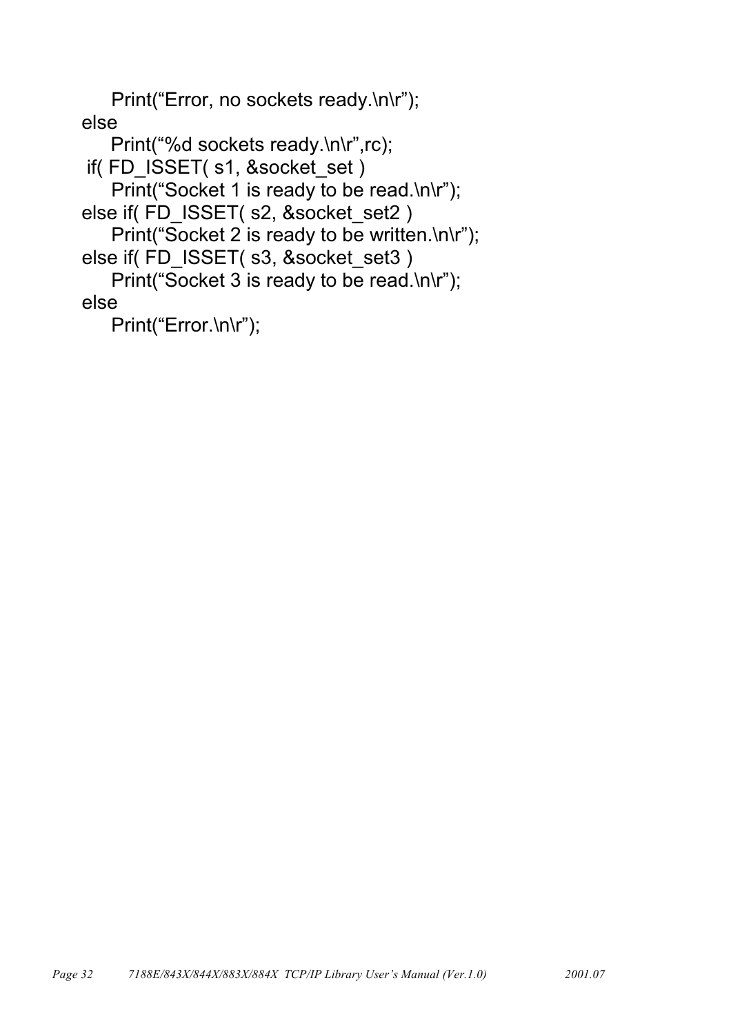```
    Print("Error, no sockets ready.\n\r");
else
    Print("%d sockets ready.\n\r",rc);
 if( FD_ISSET( s1, &socket_set )
    Print("Socket 1 is ready to be read.\n\r");
else if( FD_ISSET( s2, &socket_set2 )
    Print("Socket 2 is ready to be written.\n\r");
else if( FD_ISSET( s3, &socket_set3 )
    Print("Socket 3 is ready to be read.\n\r");
else
    Print("Error.\n\r");
```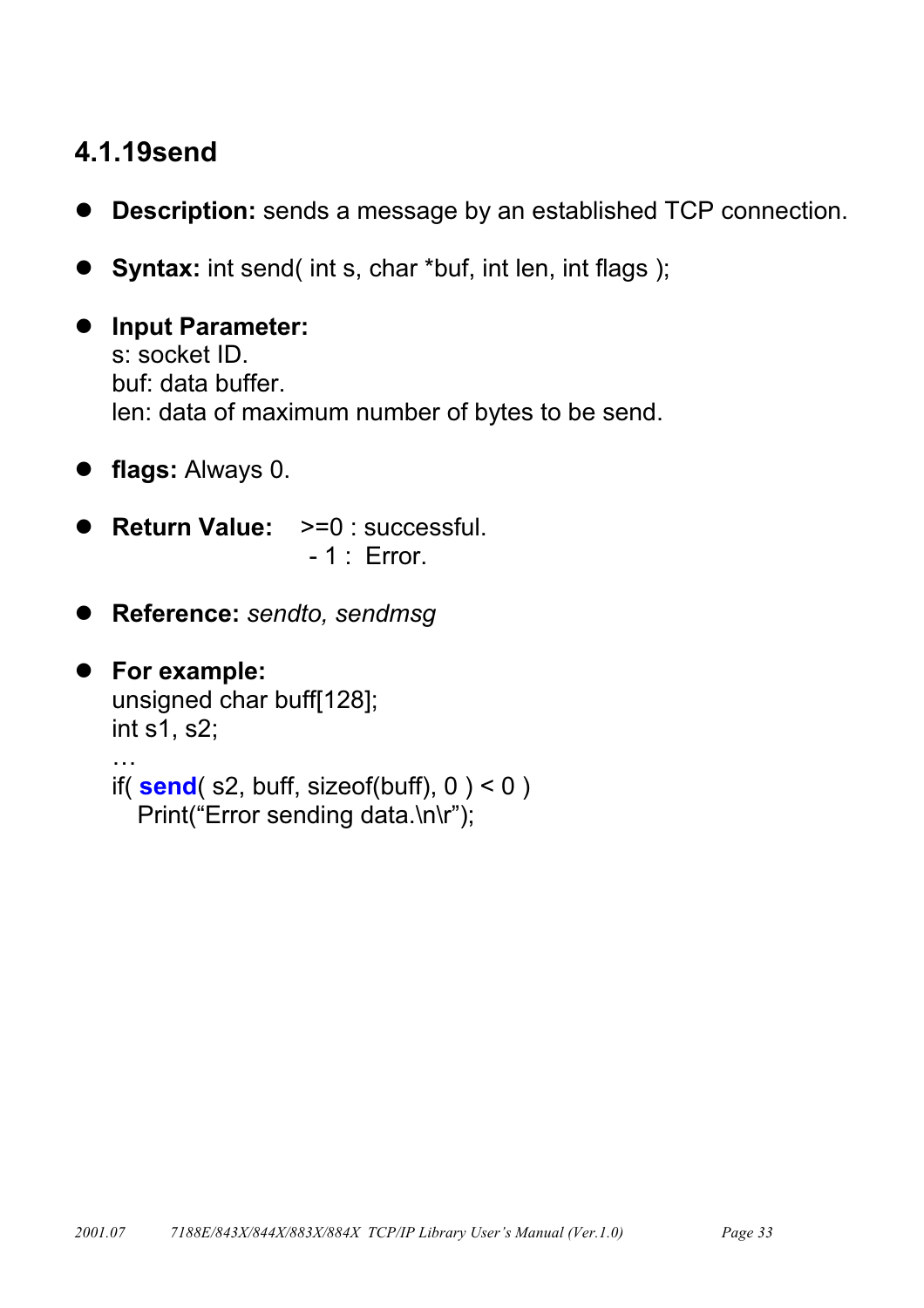### 4.1.19send

- **Description:** sends a message by an established TCP connection.

- **Syntax:** int send( int s, char *buf, int len, int flags );

- **Input Parameter:**
  s: socket ID.
  buf: data buffer.
  len: data of maximum number of bytes to be send.

- **flags:** Always 0.

- **Return Value:** >=0 : successful.
  - 1 : Error.

- **Reference:** *sendto, sendmsg*

- **For example:**

```
unsigned char buff[128];
int s1, s2;
…
if( send( s2, buff, sizeof(buff), 0 ) < 0 )
   Print("Error sending data.\n\r");
```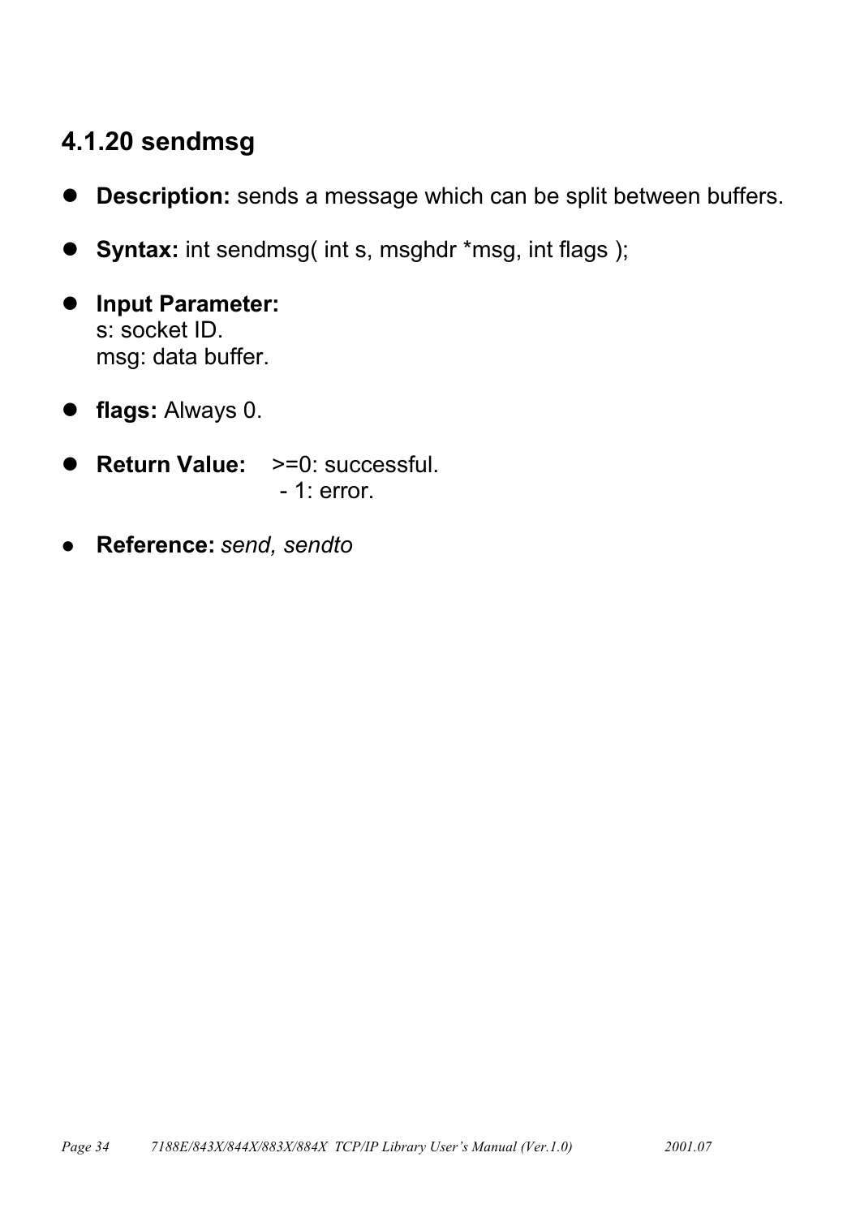### 4.1.20 sendmsg

- **Description:** sends a message which can be split between buffers.

- **Syntax:** int sendmsg( int s, msghdr *msg, int flags );

- **Input Parameter:**
  s: socket ID.
  msg: data buffer.

- **flags:** Always 0.

- **Return Value:** >=0: successful.
  - 1: error.

- **Reference:** *send, sendto*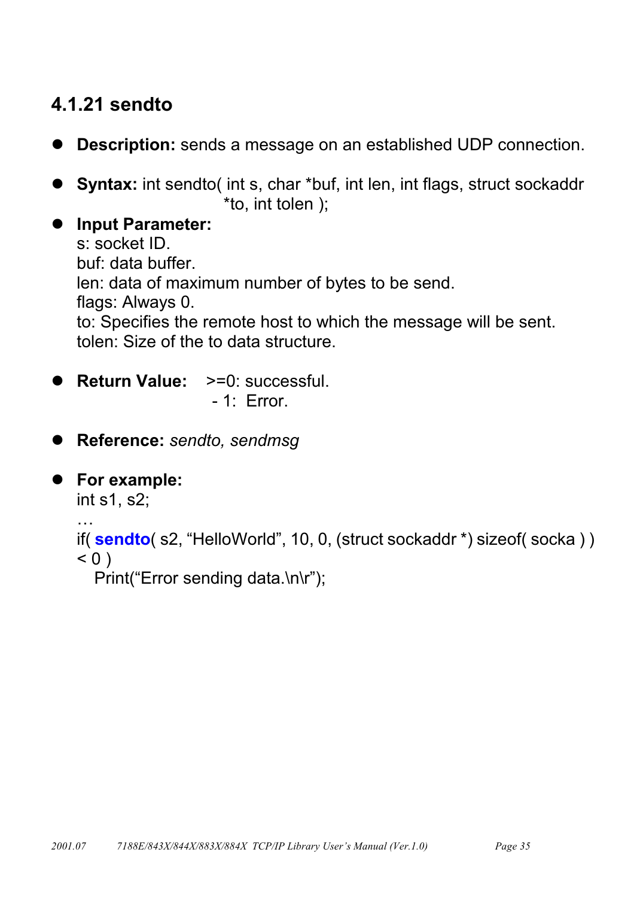### 4.1.21 sendto

- **Description:** sends a message on an established UDP connection.

- **Syntax:** int sendto( int s, char *buf, int len, int flags, struct sockaddr *to, int tolen );

- **Input Parameter:**
  s: socket ID.
  buf: data buffer.
  len: data of maximum number of bytes to be send.
  flags: Always 0.
  to: Specifies the remote host to which the message will be sent.
  tolen: Size of the to data structure.

- **Return Value:** >=0: successful.
  - 1: Error.

- **Reference:** *sendto, sendmsg*

- **For example:**

```
int s1, s2;
…
if( sendto( s2, "HelloWorld", 10, 0, (struct sockaddr *) sizeof( socka ) ) < 0 )
   Print("Error sending data.\n\r");
```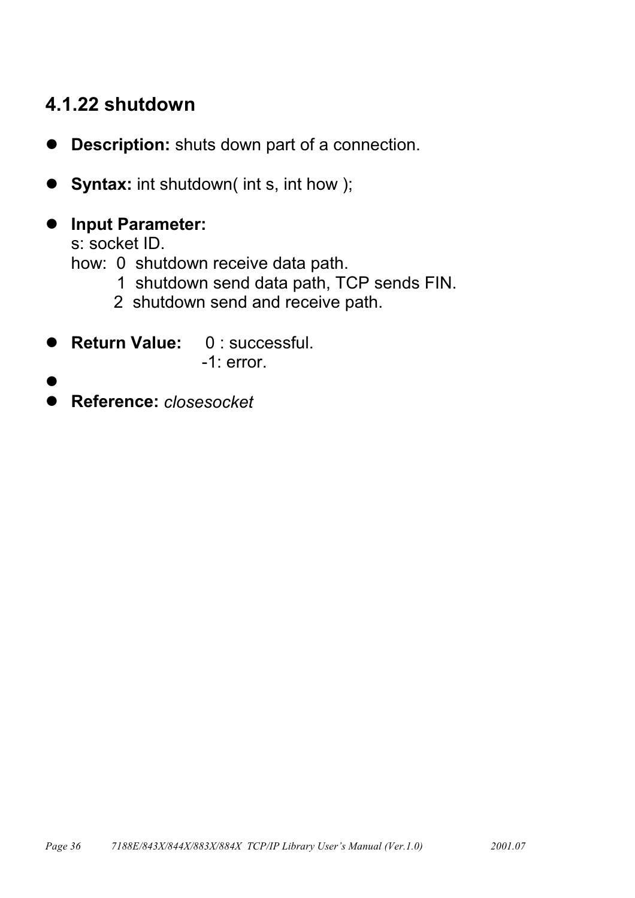### 4.1.22 shutdown

- **Description:** shuts down part of a connection.

- **Syntax:** int shutdown( int s, int how );

- **Input Parameter:**
  s: socket ID.
  how: 0 shutdown receive data path.
  1 shutdown send data path, TCP sends FIN.
  2 shutdown send and receive path.

- **Return Value:** 0 : successful.
  -1: error.

- 

- **Reference:** *closesocket*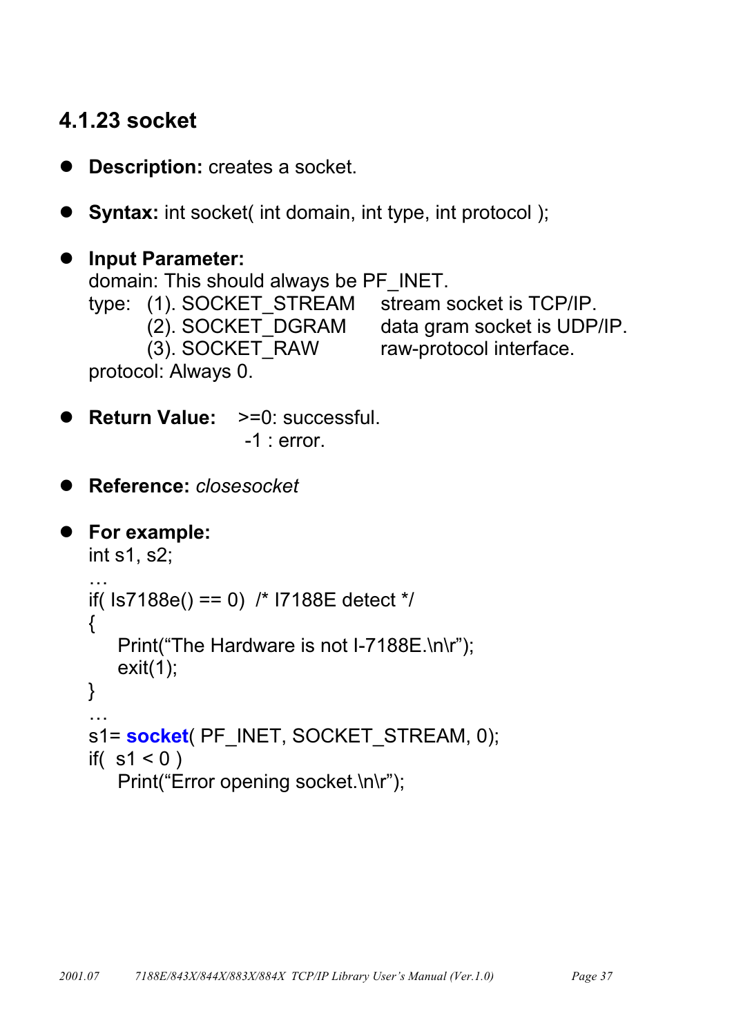### 4.1.23 socket

- **Description:** creates a socket.

- **Syntax:** int socket( int domain, int type, int protocol );

- **Input Parameter:**
  domain: This should always be PF_INET.
  type: (1). SOCKET_STREAM stream socket is TCP/IP.
  (2). SOCKET_DGRAM data gram socket is UDP/IP.
  (3). SOCKET_RAW raw-protocol interface.
  protocol: Always 0.

- **Return Value:** >=0: successful.
  -1 : error.

- **Reference:** *closesocket*

- **For example:**

```
int s1, s2;
…
if( Is7188e() == 0)  /* I7188E detect */
{
    Print("The Hardware is not I-7188E.\n\r");
    exit(1);
}
…
s1= socket( PF_INET, SOCKET_STREAM, 0);
if(  s1 < 0 )
    Print("Error opening socket.\n\r");
```